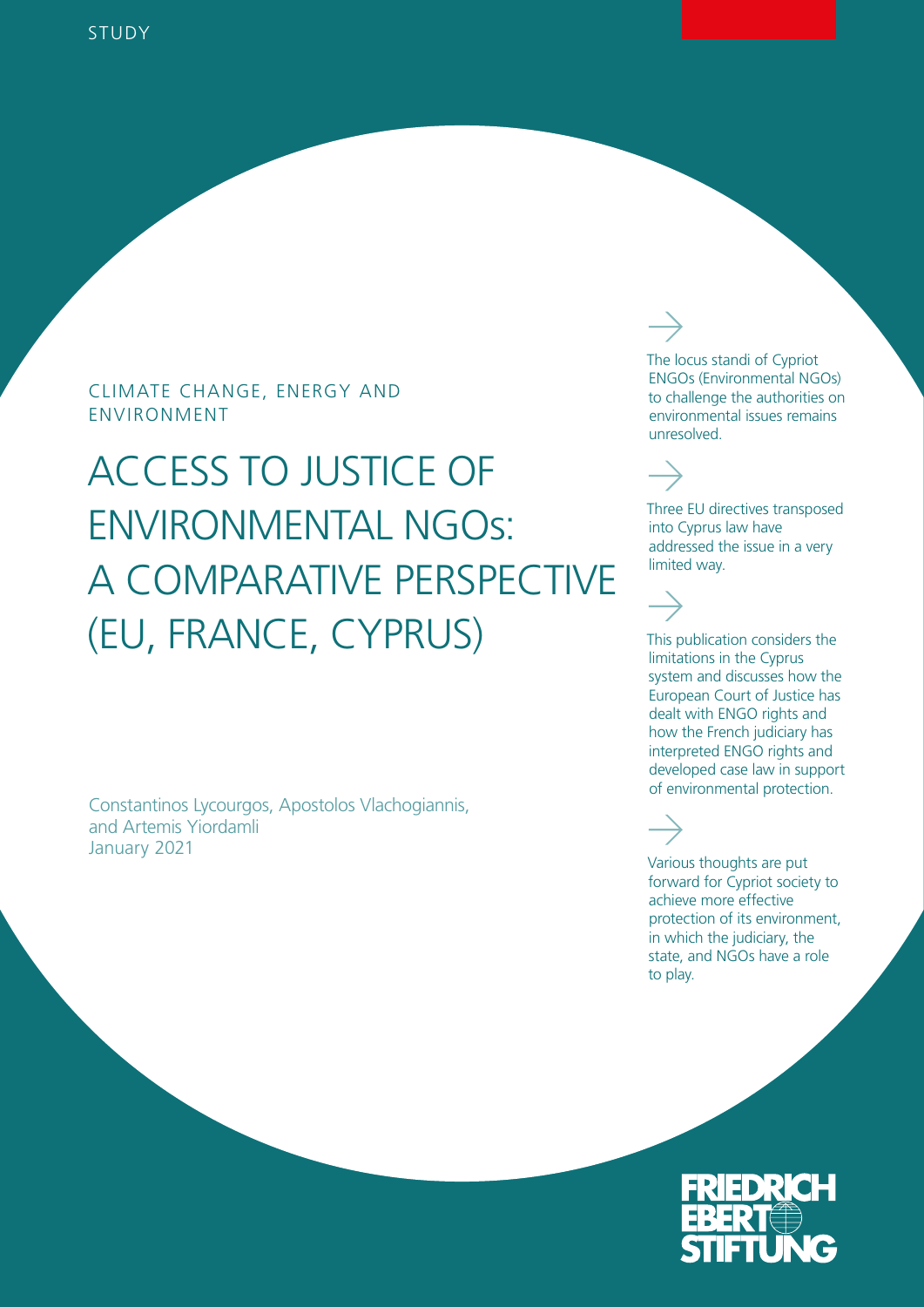STUDY

CLIMATE CHANGE, ENERGY AND ENVIRONMENT

# ACCESS TO JUSTICE OF ENVIRONMENTAL NGOs: A COMPARATIVE PERSPECTIVE (EU, FRANCE, CYPRUS)

Constantinos Lycourgos, Apostolos Vlachogiannis, and Artemis Yiordamli
January 2021

The locus standi of Cypriot ENGOs (Environmental NGOs) to challenge the authorities on environmental issues remains unresolved.

Three EU directives transposed into Cyprus law have addressed the issue in a very limited way.

This publication considers the limitations in the Cyprus system and discusses how the European Court of Justice has dealt with ENGO rights and how the French judiciary has interpreted ENGO rights and developed case law in support of environmental protection.

Various thoughts are put forward for Cypriot society to achieve more effective protection of its environment, in which the judiciary, the state, and NGOs have a role to play.

FRIEDRICH EBERT STIFTUNG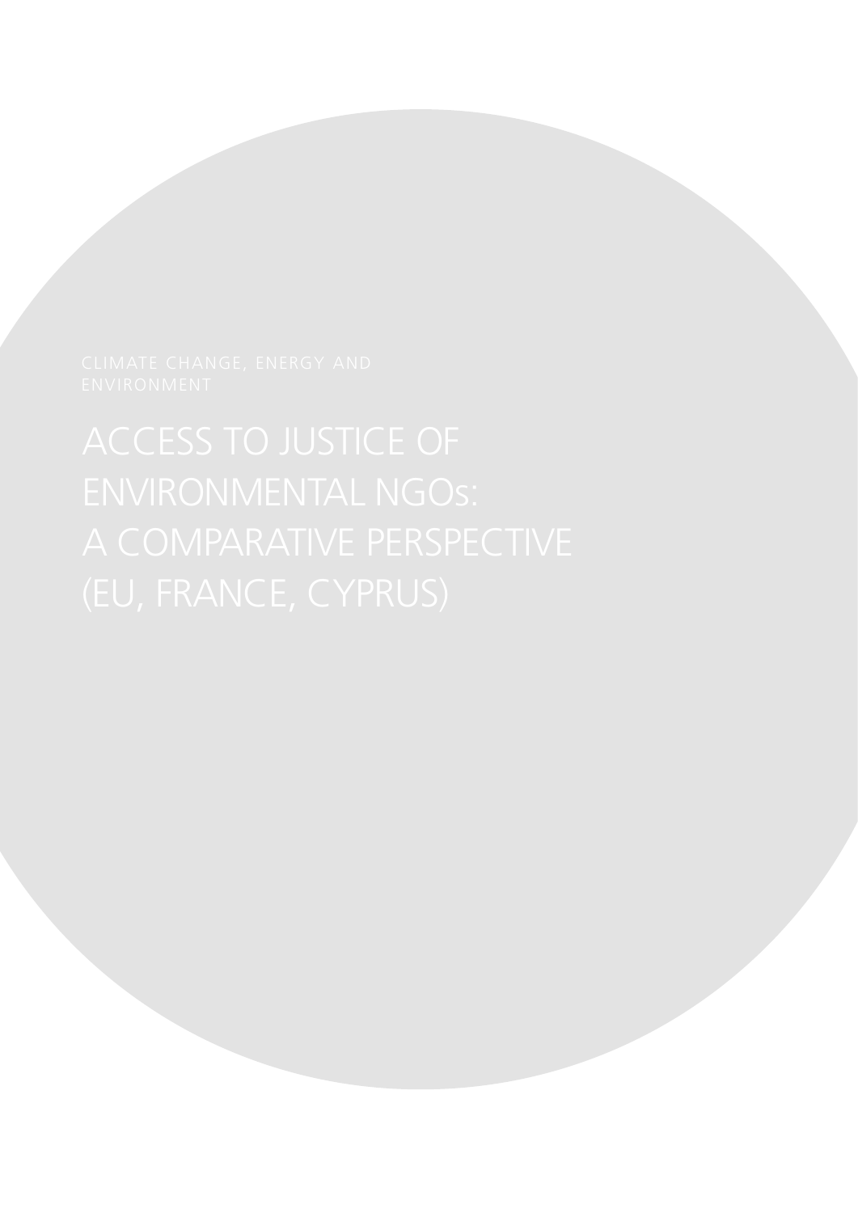CLIMATE CHANGE, ENERGY AND ENVIRONMENT

# ACCESS TO JUSTICE OF ENVIRONMENTAL NGOs: A COMPARATIVE PERSPECTIVE (EU, FRANCE, CYPRUS)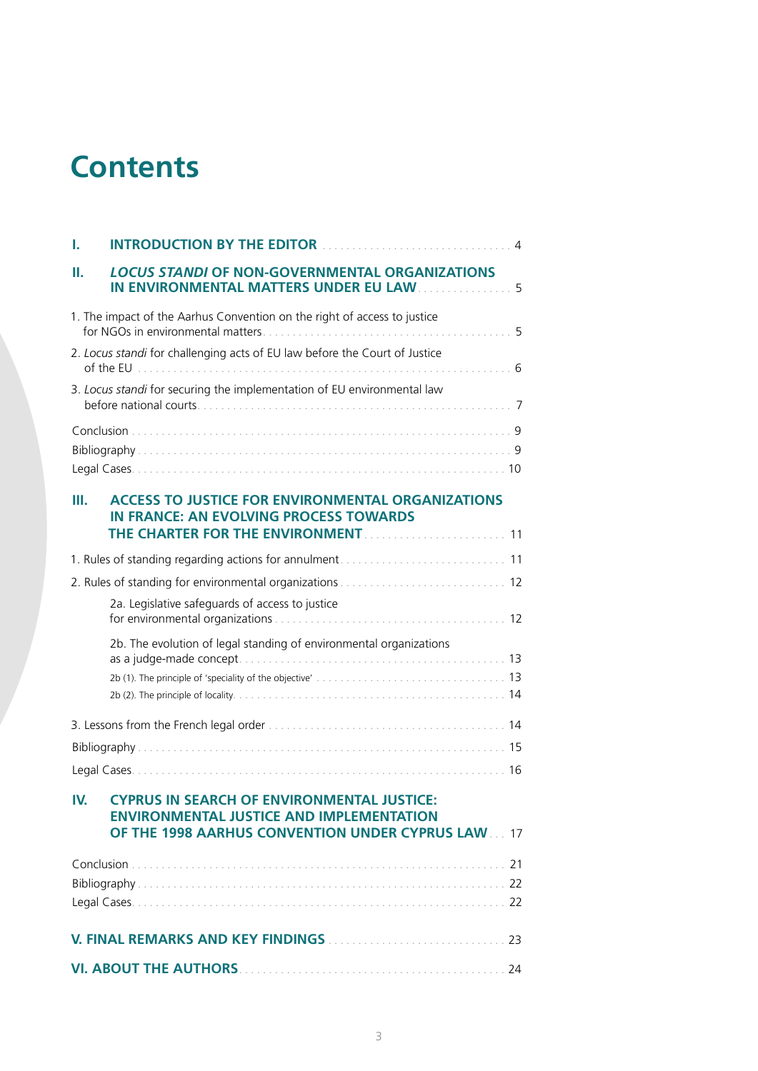# Contents

| | | |
|---|---|---|
| **I.** | **INTRODUCTION BY THE EDITOR** | 4 |
| **II.** | ***LOCUS STANDI* OF NON-GOVERNMENTAL ORGANIZATIONS IN ENVIRONMENTAL MATTERS UNDER EU LAW** | 5 |
| | 1. The impact of the Aarhus Convention on the right of access to justice for NGOs in environmental matters | 5 |
| | 2. *Locus standi* for challenging acts of EU law before the Court of Justice of the EU | 6 |
| | 3. *Locus standi* for securing the implementation of EU environmental law before national courts | 7 |
| | Conclusion | 9 |
| | Bibliography | 9 |
| | Legal Cases | 10 |
| **III.** | **ACCESS TO JUSTICE FOR ENVIRONMENTAL ORGANIZATIONS IN FRANCE: AN EVOLVING PROCESS TOWARDS THE CHARTER FOR THE ENVIRONMENT** | 11 |
| | 1. Rules of standing regarding actions for annulment | 11 |
| | 2. Rules of standing for environmental organizations | 12 |
| | 2a. Legislative safeguards of access to justice for environmental organizations | 12 |
| | 2b. The evolution of legal standing of environmental organizations as a judge-made concept | 13 |
| | 2b (1). The principle of 'speciality of the objective' | 13 |
| | 2b (2). The principle of locality | 14 |
| | 3. Lessons from the French legal order | 14 |
| | Bibliography | 15 |
| | Legal Cases | 16 |
| **IV.** | **CYPRUS IN SEARCH OF ENVIRONMENTAL JUSTICE: ENVIRONMENTAL JUSTICE AND IMPLEMENTATION OF THE 1998 AARHUS CONVENTION UNDER CYPRUS LAW** | 17 |
| | Conclusion | 21 |
| | Bibliography | 22 |
| | Legal Cases | 22 |
| **V.** | **FINAL REMARKS AND KEY FINDINGS** | 23 |
| **VI.** | **ABOUT THE AUTHORS** | 24 |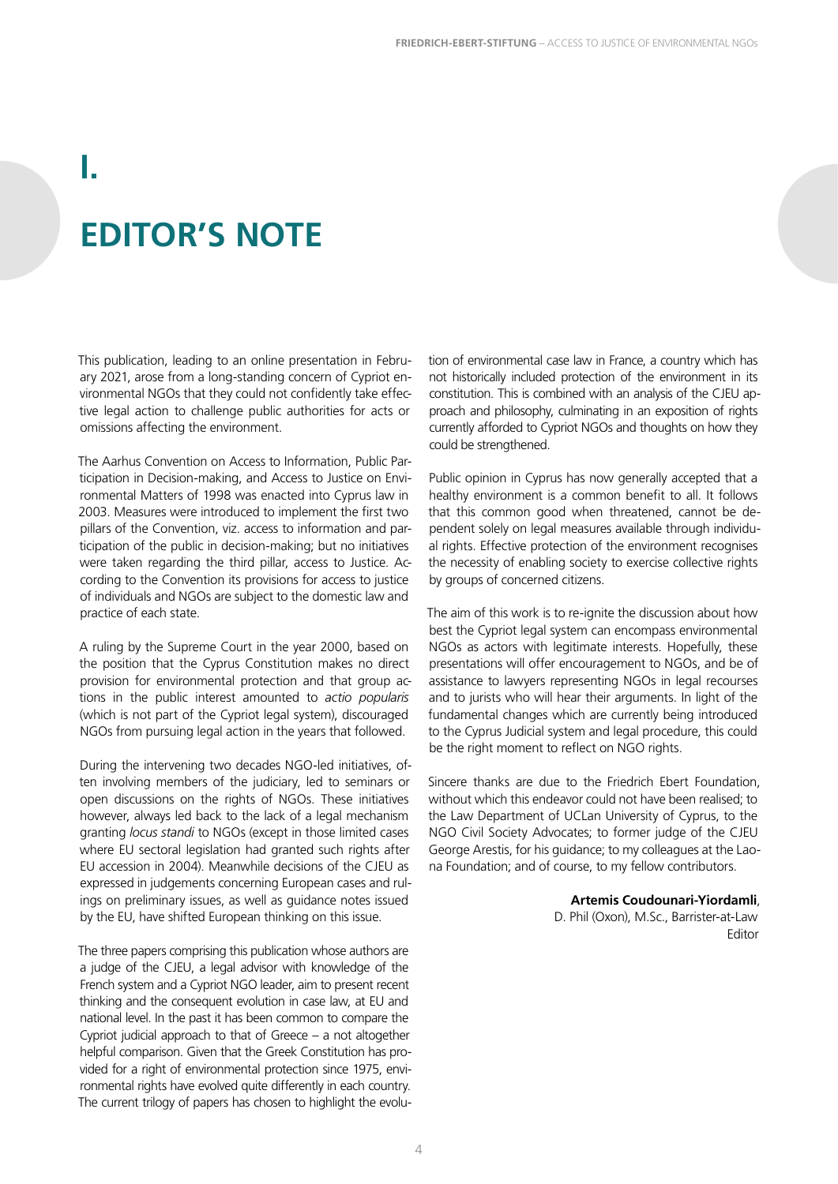# I.

# EDITOR'S NOTE

This publication, leading to an online presentation in February 2021, arose from a long-standing concern of Cypriot environmental NGOs that they could not confidently take effective legal action to challenge public authorities for acts or omissions affecting the environment.

The Aarhus Convention on Access to Information, Public Participation in Decision-making, and Access to Justice on Environmental Matters of 1998 was enacted into Cyprus law in 2003. Measures were introduced to implement the first two pillars of the Convention, viz. access to information and participation of the public in decision-making; but no initiatives were taken regarding the third pillar, access to Justice. According to the Convention its provisions for access to justice of individuals and NGOs are subject to the domestic law and practice of each state.

A ruling by the Supreme Court in the year 2000, based on the position that the Cyprus Constitution makes no direct provision for environmental protection and that group actions in the public interest amounted to *actio popularis* (which is not part of the Cypriot legal system), discouraged NGOs from pursuing legal action in the years that followed.

During the intervening two decades NGO-led initiatives, often involving members of the judiciary, led to seminars or open discussions on the rights of NGOs. These initiatives however, always led back to the lack of a legal mechanism granting *locus standi* to NGOs (except in those limited cases where EU sectoral legislation had granted such rights after EU accession in 2004). Meanwhile decisions of the CJEU as expressed in judgements concerning European cases and rulings on preliminary issues, as well as guidance notes issued by the EU, have shifted European thinking on this issue.

The three papers comprising this publication whose authors are a judge of the CJEU, a legal advisor with knowledge of the French system and a Cypriot NGO leader, aim to present recent thinking and the consequent evolution in case law, at EU and national level. In the past it has been common to compare the Cypriot judicial approach to that of Greece – a not altogether helpful comparison. Given that the Greek Constitution has provided for a right of environmental protection since 1975, environmental rights have evolved quite differently in each country. The current trilogy of papers has chosen to highlight the evolution of environmental case law in France, a country which has not historically included protection of the environment in its constitution. This is combined with an analysis of the CJEU approach and philosophy, culminating in an exposition of rights currently afforded to Cypriot NGOs and thoughts on how they could be strengthened.

Public opinion in Cyprus has now generally accepted that a healthy environment is a common benefit to all. It follows that this common good when threatened, cannot be dependent solely on legal measures available through individual rights. Effective protection of the environment recognises the necessity of enabling society to exercise collective rights by groups of concerned citizens.

The aim of this work is to re-ignite the discussion about how best the Cypriot legal system can encompass environmental NGOs as actors with legitimate interests. Hopefully, these presentations will offer encouragement to NGOs, and be of assistance to lawyers representing NGOs in legal recourses and to jurists who will hear their arguments. In light of the fundamental changes which are currently being introduced to the Cyprus Judicial system and legal procedure, this could be the right moment to reflect on NGO rights.

Sincere thanks are due to the Friedrich Ebert Foundation, without which this endeavor could not have been realised; to the Law Department of UCLan University of Cyprus, to the NGO Civil Society Advocates; to former judge of the CJEU George Arestis, for his guidance; to my colleagues at the Laona Foundation; and of course, to my fellow contributors.

**Artemis Coudounari-Yiordamli**,
D. Phil (Oxon), M.Sc., Barrister-at-Law
Editor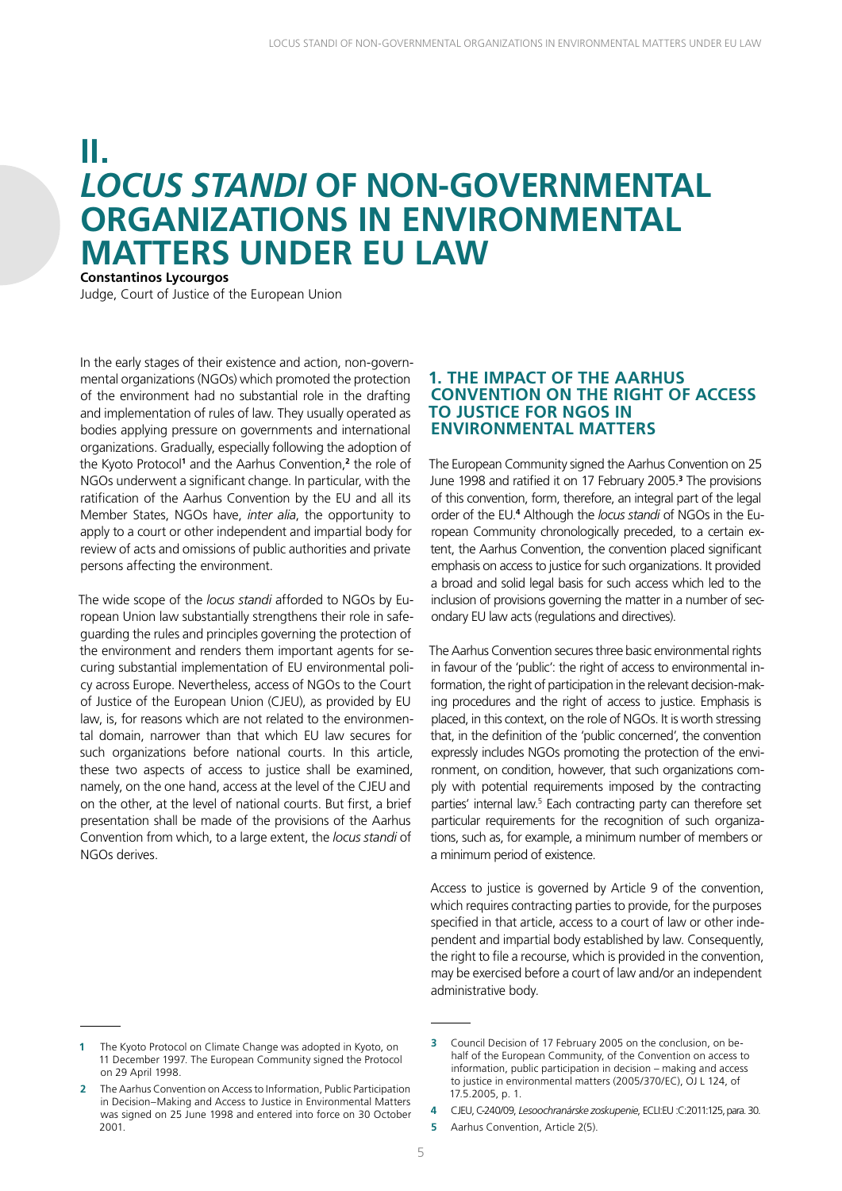# II. *LOCUS STANDI* OF NON-GOVERNMENTAL ORGANIZATIONS IN ENVIRONMENTAL MATTERS UNDER EU LAW

**Constantinos Lycourgos**

Judge, Court of Justice of the European Union

In the early stages of their existence and action, non-governmental organizations (NGOs) which promoted the protection of the environment had no substantial role in the drafting and implementation of rules of law. They usually operated as bodies applying pressure on governments and international organizations. Gradually, especially following the adoption of the Kyoto Protocol[1] and the Aarhus Convention,[2] the role of NGOs underwent a significant change. In particular, with the ratification of the Aarhus Convention by the EU and all its Member States, NGOs have, *inter alia*, the opportunity to apply to a court or other independent and impartial body for review of acts and omissions of public authorities and private persons affecting the environment.

The wide scope of the *locus standi* afforded to NGOs by European Union law substantially strengthens their role in safeguarding the rules and principles governing the protection of the environment and renders them important agents for securing substantial implementation of EU environmental policy across Europe. Nevertheless, access of NGOs to the Court of Justice of the European Union (CJEU), as provided by EU law, is, for reasons which are not related to the environmental domain, narrower than that which EU law secures for such organizations before national courts. In this article, these two aspects of access to justice shall be examined, namely, on the one hand, access at the level of the CJEU and on the other, at the level of national courts. But first, a brief presentation shall be made of the provisions of the Aarhus Convention from which, to a large extent, the *locus standi* of NGOs derives.

## 1. THE IMPACT OF THE AARHUS CONVENTION ON THE RIGHT OF ACCESS TO JUSTICE FOR NGOS IN ENVIRONMENTAL MATTERS

The European Community signed the Aarhus Convention on 25 June 1998 and ratified it on 17 February 2005.[3] The provisions of this convention, form, therefore, an integral part of the legal order of the EU.[4] Although the *locus standi* of NGOs in the European Community chronologically preceded, to a certain extent, the Aarhus Convention, the convention placed significant emphasis on access to justice for such organizations. It provided a broad and solid legal basis for such access which led to the inclusion of provisions governing the matter in a number of secondary EU law acts (regulations and directives).

The Aarhus Convention secures three basic environmental rights in favour of the 'public': the right of access to environmental information, the right of participation in the relevant decision-making procedures and the right of access to justice. Emphasis is placed, in this context, on the role of NGOs. It is worth stressing that, in the definition of the 'public concerned', the convention expressly includes NGOs promoting the protection of the environment, on condition, however, that such organizations comply with potential requirements imposed by the contracting parties' internal law.[5] Each contracting party can therefore set particular requirements for the recognition of such organizations, such as, for example, a minimum number of members or a minimum period of existence.

Access to justice is governed by Article 9 of the convention, which requires contracting parties to provide, for the purposes specified in that article, access to a court of law or other independent and impartial body established by law. Consequently, the right to file a recourse, which is provided in the convention, may be exercised before a court of law and/or an independent administrative body.

---

[1] The Kyoto Protocol on Climate Change was adopted in Kyoto, on 11 December 1997. The European Community signed the Protocol on 29 April 1998.

[2] The Aarhus Convention on Access to Information, Public Participation in Decision–Making and Access to Justice in Environmental Matters was signed on 25 June 1998 and entered into force on 30 October 2001.

[3] Council Decision of 17 February 2005 on the conclusion, on behalf of the European Community, of the Convention on access to information, public participation in decision – making and access to justice in environmental matters (2005/370/EC), OJ L 124, of 17.5.2005, p. 1.

[4] CJEU, C-240/09, *Lesoochranárske zoskupenie*, ECLI:EU :C:2011:125, para. 30.

[5] Aarhus Convention, Article 2(5).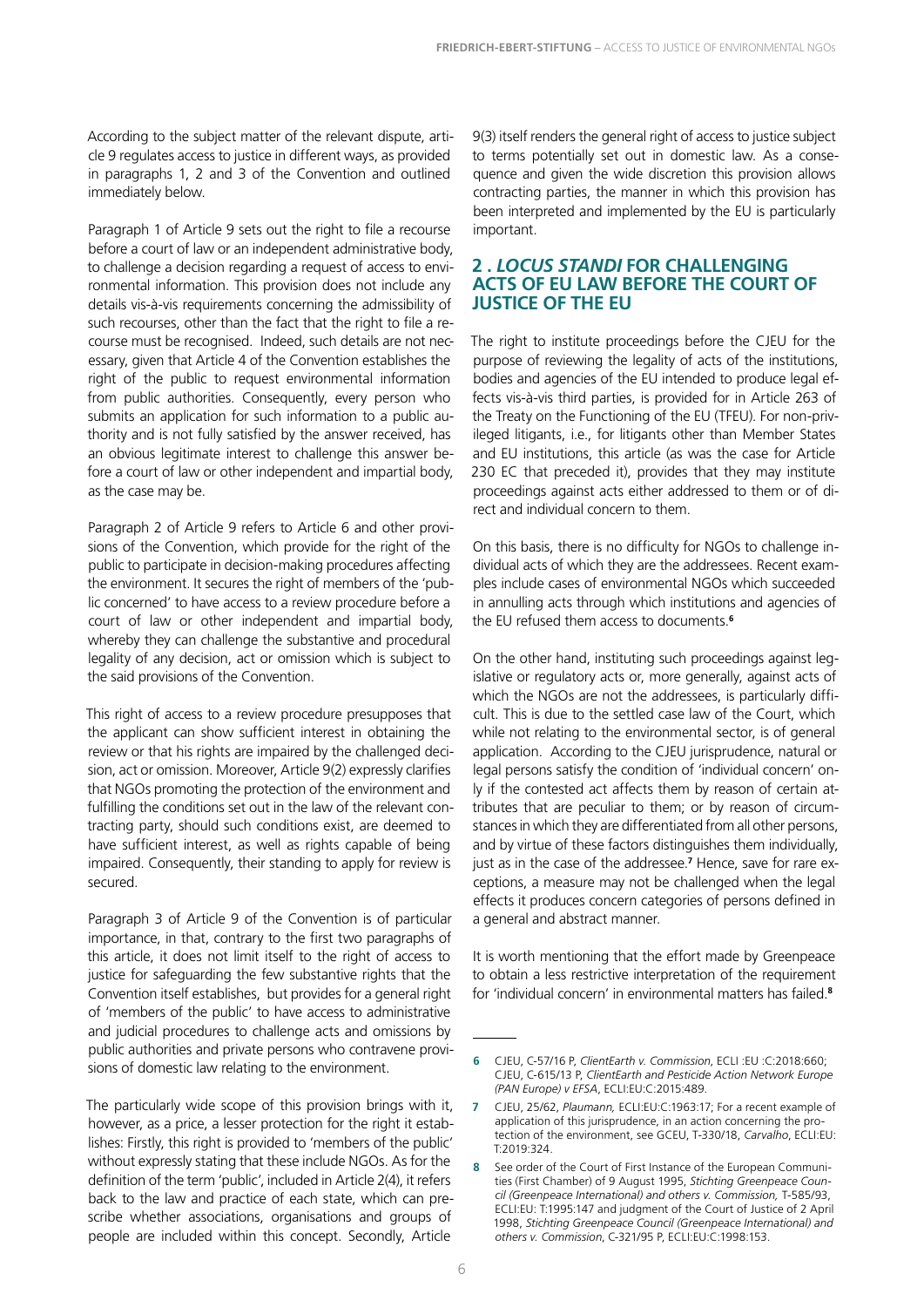According to the subject matter of the relevant dispute, article 9 regulates access to justice in different ways, as provided in paragraphs 1, 2 and 3 of the Convention and outlined immediately below.

Paragraph 1 of Article 9 sets out the right to file a recourse before a court of law or an independent administrative body, to challenge a decision regarding a request of access to environmental information. This provision does not include any details vis-à-vis requirements concerning the admissibility of such recourses, other than the fact that the right to file a recourse must be recognised. Indeed, such details are not necessary, given that Article 4 of the Convention establishes the right of the public to request environmental information from public authorities. Consequently, every person who submits an application for such information to a public authority and is not fully satisfied by the answer received, has an obvious legitimate interest to challenge this answer before a court of law or other independent and impartial body, as the case may be.

Paragraph 2 of Article 9 refers to Article 6 and other provisions of the Convention, which provide for the right of the public to participate in decision-making procedures affecting the environment. It secures the right of members of the 'public concerned' to have access to a review procedure before a court of law or other independent and impartial body, whereby they can challenge the substantive and procedural legality of any decision, act or omission which is subject to the said provisions of the Convention.

This right of access to a review procedure presupposes that the applicant can show sufficient interest in obtaining the review or that his rights are impaired by the challenged decision, act or omission. Moreover, Article 9(2) expressly clarifies that NGOs promoting the protection of the environment and fulfilling the conditions set out in the law of the relevant contracting party, should such conditions exist, are deemed to have sufficient interest, as well as rights capable of being impaired. Consequently, their standing to apply for review is secured.

Paragraph 3 of Article 9 of the Convention is of particular importance, in that, contrary to the first two paragraphs of this article, it does not limit itself to the right of access to justice for safeguarding the few substantive rights that the Convention itself establishes, but provides for a general right of 'members of the public' to have access to administrative and judicial procedures to challenge acts and omissions by public authorities and private persons who contravene provisions of domestic law relating to the environment.

The particularly wide scope of this provision brings with it, however, as a price, a lesser protection for the right it establishes: Firstly, this right is provided to 'members of the public' without expressly stating that these include NGOs. As for the definition of the term 'public', included in Article 2(4), it refers back to the law and practice of each state, which can prescribe whether associations, organisations and groups of people are included within this concept. Secondly, Article 9(3) itself renders the general right of access to justice subject to terms potentially set out in domestic law. As a consequence and given the wide discretion this provision allows contracting parties, the manner in which this provision has been interpreted and implemented by the EU is particularly important.

## 2. *LOCUS STANDI* FOR CHALLENGING ACTS OF EU LAW BEFORE THE COURT OF JUSTICE OF THE EU

The right to institute proceedings before the CJEU for the purpose of reviewing the legality of acts of the institutions, bodies and agencies of the EU intended to produce legal effects vis-à-vis third parties, is provided for in Article 263 of the Treaty on the Functioning of the EU (TFEU). For non-privileged litigants, i.e., for litigants other than Member States and EU institutions, this article (as was the case for Article 230 EC that preceded it), provides that they may institute proceedings against acts either addressed to them or of direct and individual concern to them.

On this basis, there is no difficulty for NGOs to challenge individual acts of which they are the addressees. Recent examples include cases of environmental NGOs which succeeded in annulling acts through which institutions and agencies of the EU refused them access to documents.[6]

On the other hand, instituting such proceedings against legislative or regulatory acts or, more generally, against acts of which the NGOs are not the addressees, is particularly difficult. This is due to the settled case law of the Court, which while not relating to the environmental sector, is of general application. According to the CJEU jurisprudence, natural or legal persons satisfy the condition of 'individual concern' only if the contested act affects them by reason of certain attributes that are peculiar to them; or by reason of circumstances in which they are differentiated from all other persons, and by virtue of these factors distinguishes them individually, just as in the case of the addressee.[7] Hence, save for rare exceptions, a measure may not be challenged when the legal effects it produces concern categories of persons defined in a general and abstract manner.

It is worth mentioning that the effort made by Greenpeace to obtain a less restrictive interpretation of the requirement for 'individual concern' in environmental matters has failed.[8]

---

6 CJEU, C-57/16 P, *ClientEarth v. Commission*, ECLI :EU :C:2018:660; CJEU, C-615/13 P, *ClientEarth and Pesticide Action Network Europe (PAN Europe) v EFSA*, ECLI:EU:C:2015:489.

7 CJEU, 25/62, *Plaumann,* ECLI:EU:C:1963:17; For a recent example of application of this jurisprudence, in an action concerning the protection of the environment, see GCEU, T-330/18, *Carvalho*, ECLI:EU:T:2019:324.

8 See order of the Court of First Instance of the European Communities (First Chamber) of 9 August 1995, *Stichting Greenpeace Council (Greenpeace International) and others v. Commission,* T-585/93, ECLI:EU: T:1995:147 and judgment of the Court of Justice of 2 April 1998, *Stichting Greenpeace Council (Greenpeace International) and others v. Commission*, C-321/95 P, ECLI:EU:C:1998:153.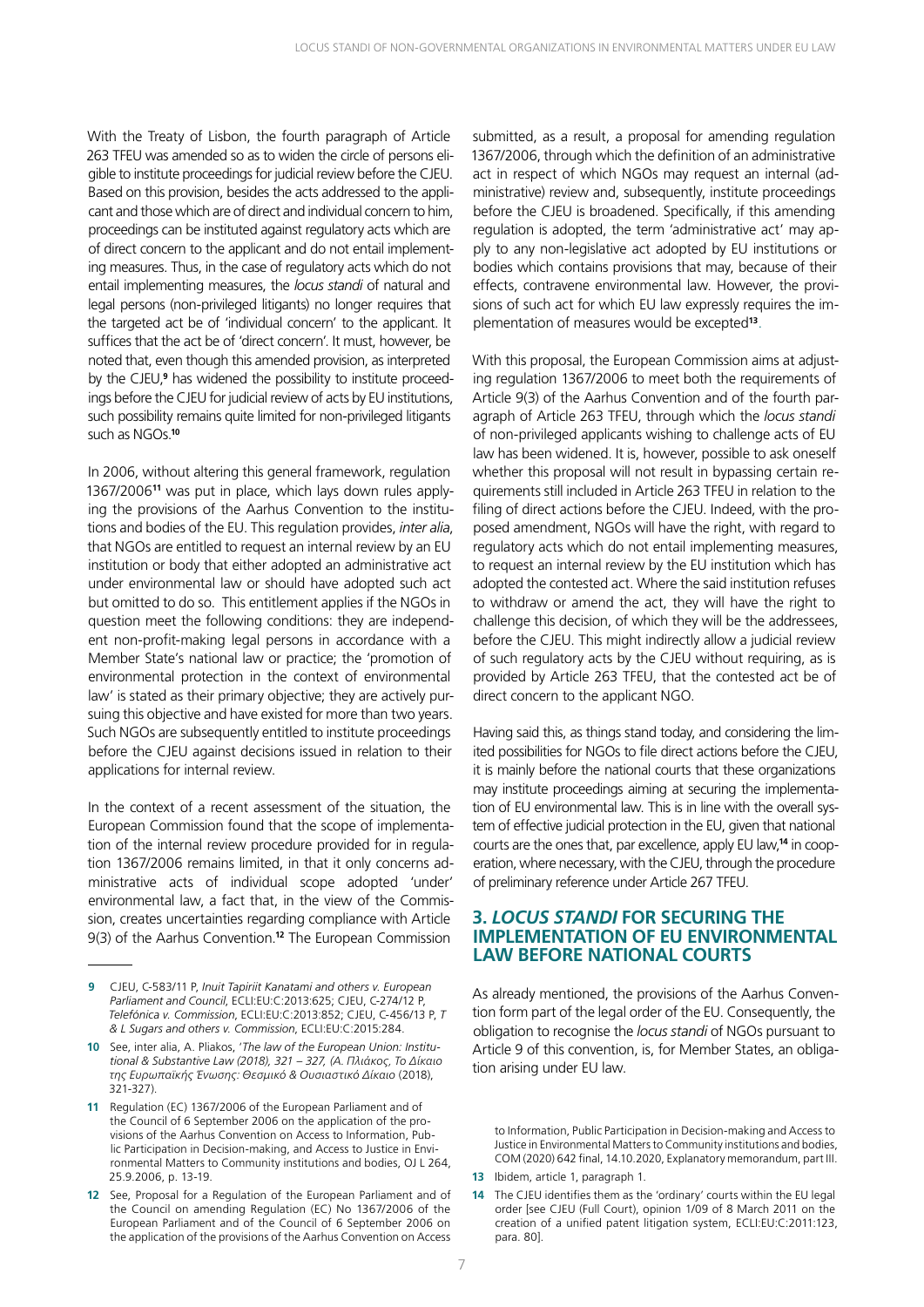With the Treaty of Lisbon, the fourth paragraph of Article 263 TFEU was amended so as to widen the circle of persons eligible to institute proceedings for judicial review before the CJEU. Based on this provision, besides the acts addressed to the applicant and those which are of direct and individual concern to him, proceedings can be instituted against regulatory acts which are of direct concern to the applicant and do not entail implementing measures. Thus, in the case of regulatory acts which do not entail implementing measures, the *locus standi* of natural and legal persons (non-privileged litigants) no longer requires that the targeted act be of 'individual concern' to the applicant. It suffices that the act be of 'direct concern'. It must, however, be noted that, even though this amended provision, as interpreted by the CJEU,[9] has widened the possibility to institute proceedings before the CJEU for judicial review of acts by EU institutions, such possibility remains quite limited for non-privileged litigants such as NGOs.[10]

In 2006, without altering this general framework, regulation 1367/2006[11] was put in place, which lays down rules applying the provisions of the Aarhus Convention to the institutions and bodies of the EU. This regulation provides, *inter alia*, that NGOs are entitled to request an internal review by an EU institution or body that either adopted an administrative act under environmental law or should have adopted such act but omitted to do so. This entitlement applies if the NGOs in question meet the following conditions: they are independent non-profit-making legal persons in accordance with a Member State's national law or practice; the 'promotion of environmental protection in the context of environmental law' is stated as their primary objective; they are actively pursuing this objective and have existed for more than two years. Such NGOs are subsequently entitled to institute proceedings before the CJEU against decisions issued in relation to their applications for internal review.

In the context of a recent assessment of the situation, the European Commission found that the scope of implementation of the internal review procedure provided for in regulation 1367/2006 remains limited, in that it only concerns administrative acts of individual scope adopted 'under' environmental law, a fact that, in the view of the Commission, creates uncertainties regarding compliance with Article 9(3) of the Aarhus Convention.[12] The European Commission submitted, as a result, a proposal for amending regulation 1367/2006, through which the definition of an administrative act in respect of which NGOs may request an internal (administrative) review and, subsequently, institute proceedings before the CJEU is broadened. Specifically, if this amending regulation is adopted, the term 'administrative act' may apply to any non-legislative act adopted by EU institutions or bodies which contains provisions that may, because of their effects, contravene environmental law. However, the provisions of such act for which EU law expressly requires the implementation of measures would be excepted[13].

With this proposal, the European Commission aims at adjusting regulation 1367/2006 to meet both the requirements of Article 9(3) of the Aarhus Convention and of the fourth paragraph of Article 263 TFEU, through which the *locus standi* of non-privileged applicants wishing to challenge acts of EU law has been widened. It is, however, possible to ask oneself whether this proposal will not result in bypassing certain requirements still included in Article 263 TFEU in relation to the filing of direct actions before the CJEU. Indeed, with the proposed amendment, NGOs will have the right, with regard to regulatory acts which do not entail implementing measures, to request an internal review by the EU institution which has adopted the contested act. Where the said institution refuses to withdraw or amend the act, they will have the right to challenge this decision, of which they will be the addressees, before the CJEU. This might indirectly allow a judicial review of such regulatory acts by the CJEU without requiring, as is provided by Article 263 TFEU, that the contested act be of direct concern to the applicant NGO.

Having said this, as things stand today, and considering the limited possibilities for NGOs to file direct actions before the CJEU, it is mainly before the national courts that these organizations may institute proceedings aiming at securing the implementation of EU environmental law. This is in line with the overall system of effective judicial protection in the EU, given that national courts are the ones that, par excellence, apply EU law,[14] in cooperation, where necessary, with the CJEU, through the procedure of preliminary reference under Article 267 TFEU.

## 3. *LOCUS STANDI* FOR SECURING THE IMPLEMENTATION OF EU ENVIRONMENTAL LAW BEFORE NATIONAL COURTS

As already mentioned, the provisions of the Aarhus Convention form part of the legal order of the EU. Consequently, the obligation to recognise the *locus standi* of NGOs pursuant to Article 9 of this convention, is, for Member States, an obligation arising under EU law.

---

[9] CJEU, C-583/11 P, *Inuit Tapiriit Kanatami and others v. European Parliament and Council*, ECLI:EU:C:2013:625; CJEU, C-274/12 P, *Telefónica v. Commission*, ECLI:EU:C:2013:852; CJEU, C-456/13 P, *T & L Sugars and others v. Commission*, ECLI:EU:C:2015:284.

[10] See, inter alia, A. Pliakos, '*The law of the European Union: Institutional & Substantive Law (2018), 321 – 327, (Α. Πλιάκος, Το Δίκαιο της Ευρωπαϊκής Ένωσης: Θεσμικό & Ουσιαστικό Δίκαιο* (2018), 321-327).

[11] Regulation (EC) 1367/2006 of the European Parliament and of the Council of 6 September 2006 on the application of the provisions of the Aarhus Convention on Access to Information, Public Participation in Decision-making, and Access to Justice in Environmental Matters to Community institutions and bodies, OJ L 264, 25.9.2006, p. 13-19.

[12] See, Proposal for a Regulation of the European Parliament and of the Council on amending Regulation (EC) No 1367/2006 of the European Parliament and of the Council of 6 September 2006 on the application of the provisions of the Aarhus Convention on Access to Information, Public Participation in Decision-making and Access to Justice in Environmental Matters to Community institutions and bodies, COM (2020) 642 final, 14.10.2020, Explanatory memorandum, part III.

[13] Ibidem, article 1, paragraph 1.

[14] The CJEU identifies them as the 'ordinary' courts within the EU legal order [see CJEU (Full Court), opinion 1/09 of 8 March 2011 on the creation of a unified patent litigation system, ECLI:EU:C:2011:123, para. 80].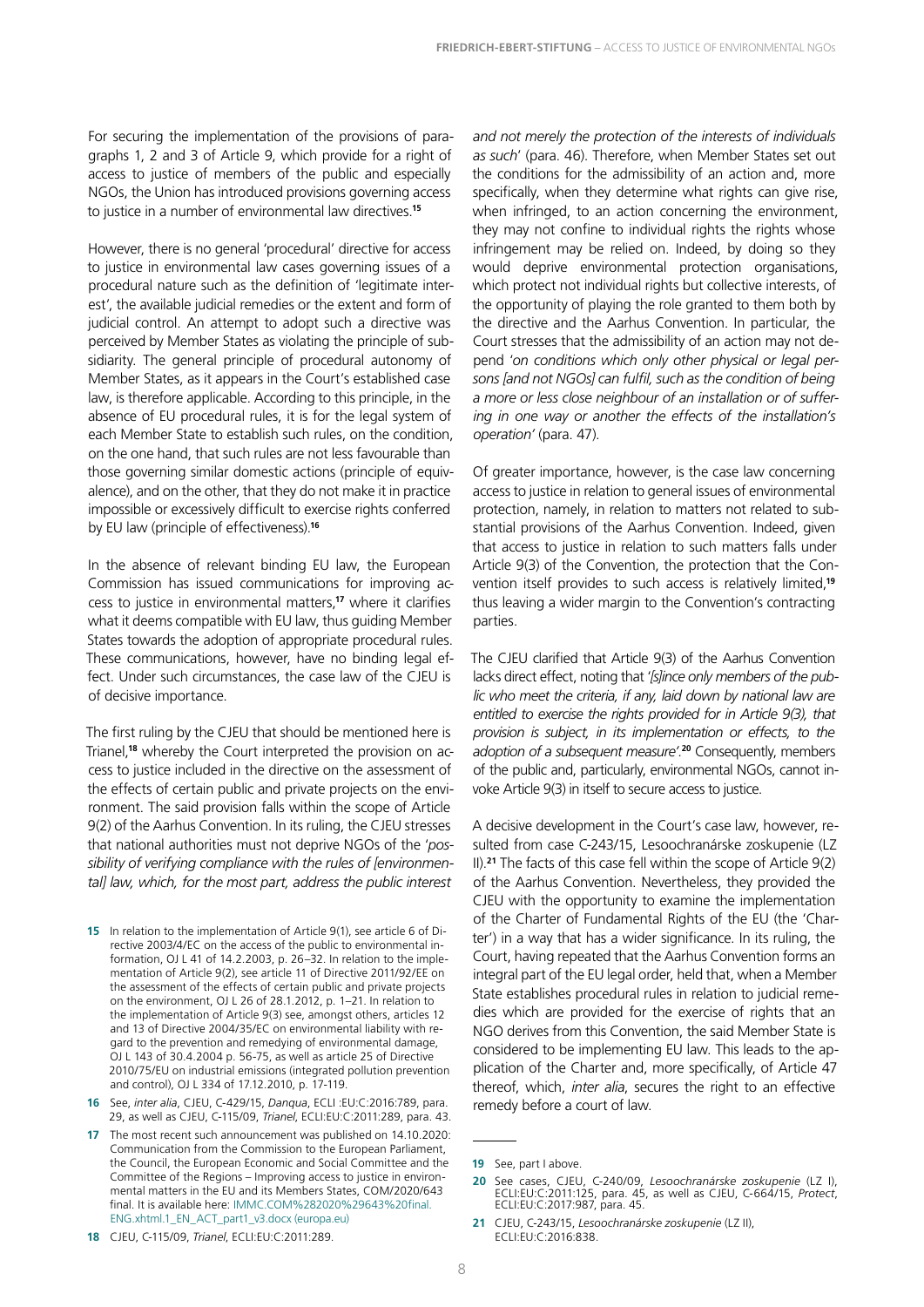For securing the implementation of the provisions of paragraphs 1, 2 and 3 of Article 9, which provide for a right of access to justice of members of the public and especially NGOs, the Union has introduced provisions governing access to justice in a number of environmental law directives.[15]

However, there is no general 'procedural' directive for access to justice in environmental law cases governing issues of a procedural nature such as the definition of 'legitimate interest', the available judicial remedies or the extent and form of judicial control. An attempt to adopt such a directive was perceived by Member States as violating the principle of subsidiarity. The general principle of procedural autonomy of Member States, as it appears in the Court's established case law, is therefore applicable. According to this principle, in the absence of EU procedural rules, it is for the legal system of each Member State to establish such rules, on the condition, on the one hand, that such rules are not less favourable than those governing similar domestic actions (principle of equivalence), and on the other, that they do not make it in practice impossible or excessively difficult to exercise rights conferred by EU law (principle of effectiveness).[16]

In the absence of relevant binding EU law, the European Commission has issued communications for improving access to justice in environmental matters,[17] where it clarifies what it deems compatible with EU law, thus guiding Member States towards the adoption of appropriate procedural rules. These communications, however, have no binding legal effect. Under such circumstances, the case law of the CJEU is of decisive importance.

The first ruling by the CJEU that should be mentioned here is Trianel,[18] whereby the Court interpreted the provision on access to justice included in the directive on the assessment of the effects of certain public and private projects on the environment. The said provision falls within the scope of Article 9(2) of the Aarhus Convention. In its ruling, the CJEU stresses that national authorities must not deprive NGOs of the '*possibility of verifying compliance with the rules of [environmental] law, which, for the most part, address the public interest and not merely the protection of the interests of individuals as such*' (para. 46). Therefore, when Member States set out the conditions for the admissibility of an action and, more specifically, when they determine what rights can give rise, when infringed, to an action concerning the environment, they may not confine to individual rights the rights whose infringement may be relied on. Indeed, by doing so they would deprive environmental protection organisations, which protect not individual rights but collective interests, of the opportunity of playing the role granted to them both by the directive and the Aarhus Convention. In particular, the Court stresses that the admissibility of an action may not depend '*on conditions which only other physical or legal persons [and not NGOs] can fulfil, such as the condition of being a more or less close neighbour of an installation or of suffering in one way or another the effects of the installation's operation*' (para. 47).

Of greater importance, however, is the case law concerning access to justice in relation to general issues of environmental protection, namely, in relation to matters not related to substantial provisions of the Aarhus Convention. Indeed, given that access to justice in relation to such matters falls under Article 9(3) of the Convention, the protection that the Convention itself provides to such access is relatively limited,[19] thus leaving a wider margin to the Convention's contracting parties.

The CJEU clarified that Article 9(3) of the Aarhus Convention lacks direct effect, noting that '*[s]ince only members of the public who meet the criteria, if any, laid down by national law are entitled to exercise the rights provided for in Article 9(3), that provision is subject, in its implementation or effects, to the adoption of a subsequent measure*'.[20] Consequently, members of the public and, particularly, environmental NGOs, cannot invoke Article 9(3) in itself to secure access to justice.

A decisive development in the Court's case law, however, resulted from case C-243/15, Lesoochranárske zoskupenie (LZ II).[21] The facts of this case fell within the scope of Article 9(2) of the Aarhus Convention. Nevertheless, they provided the CJEU with the opportunity to examine the implementation of the Charter of Fundamental Rights of the EU (the 'Charter') in a way that has a wider significance. In its ruling, the Court, having repeated that the Aarhus Convention forms an integral part of the EU legal order, held that, when a Member State establishes procedural rules in relation to judicial remedies which are provided for the exercise of rights that an NGO derives from this Convention, the said Member State is considered to be implementing EU law. This leads to the application of the Charter and, more specifically, of Article 47 thereof, which, *inter alia*, secures the right to an effective remedy before a court of law.

---

15 In relation to the implementation of Article 9(1), see article 6 of Directive 2003/4/EC on the access of the public to environmental information, OJ L 41 of 14.2.2003, p. 26–32. In relation to the implementation of Article 9(2), see article 11 of Directive 2011/92/EE on the assessment of the effects of certain public and private projects on the environment, OJ L 26 of 28.1.2012, p. 1–21. In relation to the implementation of Article 9(3) see, amongst others, articles 12 and 13 of Directive 2004/35/EC on environmental liability with regard to the prevention and remedying of environmental damage, OJ L 143 of 30.4.2004 p. 56-75, as well as article 25 of Directive 2010/75/EU on industrial emissions (integrated pollution prevention and control), OJ L 334 of 17.12.2010, p. 17-119.

16 See, *inter alia*, CJEU, C-429/15, *Danqua*, ECLI :EU:C:2016:789, para. 29, as well as CJEU, C-115/09, *Trianel*, ECLI:EU:C:2011:289, para. 43.

17 The most recent such announcement was published on 14.10.2020: Communication from the Commission to the European Parliament, the Council, the European Economic and Social Committee and the Committee of the Regions – Improving access to justice in environmental matters in the EU and its Members States, COM/2020/643 final. It is available here: IMMC.COM%282020%29643%20final.ENG.xhtml.1_EN_ACT_part1_v3.docx (europa.eu)

18 CJEU, C-115/09, *Trianel*, ECLI:EU:C:2011:289.

19 See, part I above.

20 See cases, CJEU, C-240/09, *Lesoochranárske zoskupenie* (LZ I), ECLI:EU:C:2011:125, para. 45, as well as CJEU, C-664/15, *Protect*, ECLI:EU:C:2017:987, para. 45.

21 CJEU, C-243/15, *Lesoochranárske zoskupenie* (LZ II), ECLI:EU:C:2016:838.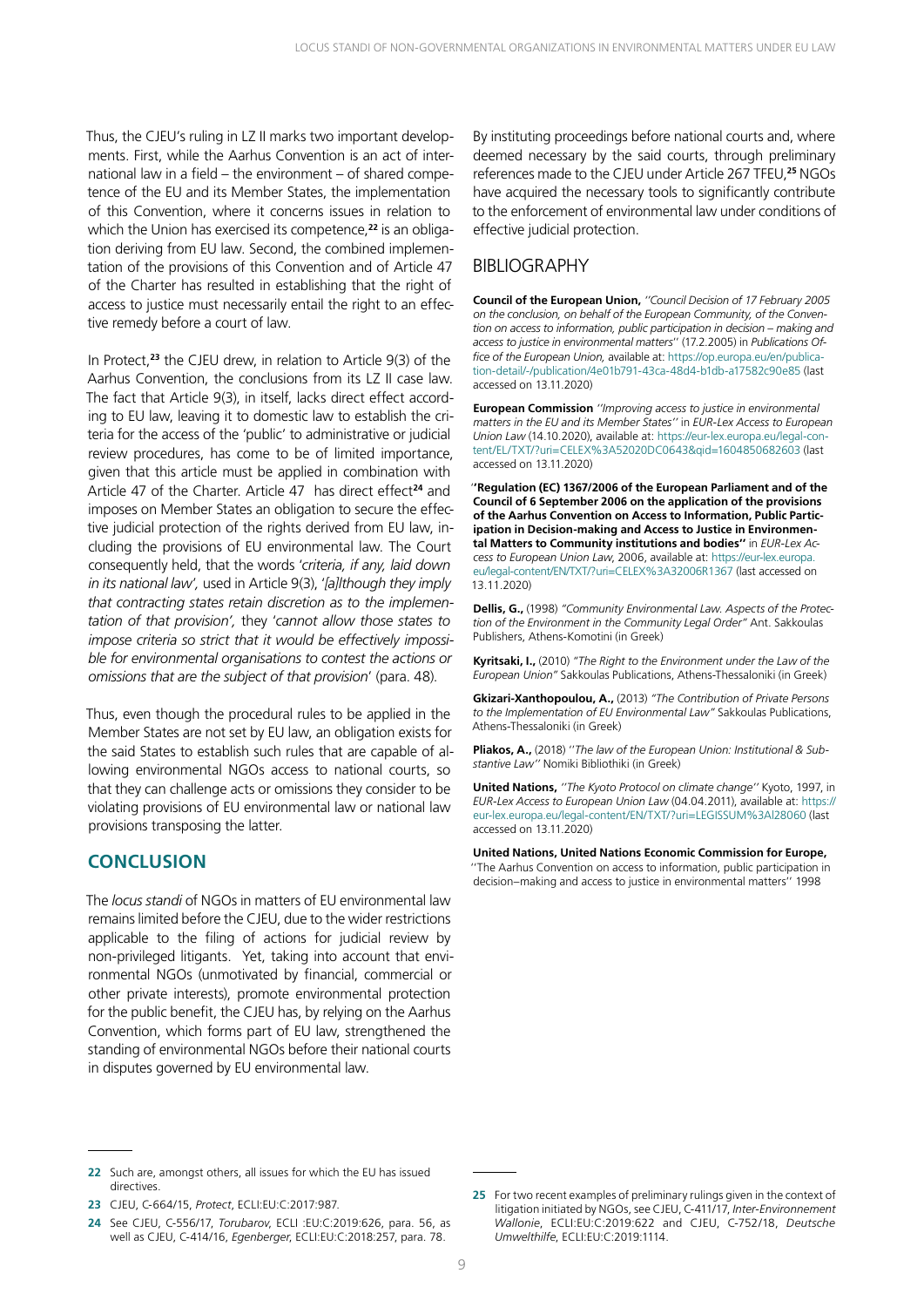Thus, the CJEU's ruling in LZ II marks two important developments. First, while the Aarhus Convention is an act of international law in a field – the environment – of shared competence of the EU and its Member States, the implementation of this Convention, where it concerns issues in relation to which the Union has exercised its competence,[22] is an obligation deriving from EU law. Second, the combined implementation of the provisions of this Convention and of Article 47 of the Charter has resulted in establishing that the right of access to justice must necessarily entail the right to an effective remedy before a court of law.

In Protect,[23] the CJEU drew, in relation to Article 9(3) of the Aarhus Convention, the conclusions from its LZ II case law. The fact that Article 9(3), in itself, lacks direct effect according to EU law, leaving it to domestic law to establish the criteria for the access of the 'public' to administrative or judicial review procedures, has come to be of limited importance, given that this article must be applied in combination with Article 47 of the Charter. Article 47 has direct effect[24] and imposes on Member States an obligation to secure the effective judicial protection of the rights derived from EU law, including the provisions of EU environmental law. The Court consequently held, that the words '*criteria, if any, laid down in its national law*', used in Article 9(3), '*[a]lthough they imply that contracting states retain discretion as to the implementation of that provision',* they '*cannot allow those states to impose criteria so strict that it would be effectively impossible for environmental organisations to contest the actions or omissions that are the subject of that provision*' (para. 48).

Thus, even though the procedural rules to be applied in the Member States are not set by EU law, an obligation exists for the said States to establish such rules that are capable of allowing environmental NGOs access to national courts, so that they can challenge acts or omissions they consider to be violating provisions of EU environmental law or national law provisions transposing the latter.

## CONCLUSION

The *locus standi* of NGOs in matters of EU environmental law remains limited before the CJEU, due to the wider restrictions applicable to the filing of actions for judicial review by non-privileged litigants. Yet, taking into account that environmental NGOs (unmotivated by financial, commercial or other private interests), promote environmental protection for the public benefit, the CJEU has, by relying on the Aarhus Convention, which forms part of EU law, strengthened the standing of environmental NGOs before their national courts in disputes governed by EU environmental law.

By instituting proceedings before national courts and, where deemed necessary by the said courts, through preliminary references made to the CJEU under Article 267 TFEU,[25] NGOs have acquired the necessary tools to significantly contribute to the enforcement of environmental law under conditions of effective judicial protection.

## BIBLIOGRAPHY

**Council of the European Union,** *''Council Decision of 17 February 2005 on the conclusion, on behalf of the European Community, of the Convention on access to information, public participation in decision – making and access to justice in environmental matters''* (17.2.2005) in *Publications Office of the European Union,* available at: https://op.europa.eu/en/publication-detail/-/publication/4e01b791-43ca-48d4-b1db-a17582c90e85 (last accessed on 13.11.2020)

**European Commission** *''Improving access to justice in environmental matters in the EU and its Member States''* in *EUR-Lex Access to European Union Law* (14.10.2020), available at: https://eur-lex.europa.eu/legal-content/EL/TXT/?uri=CELEX%3A52020DC0643&qid=1604850682603 (last accessed on 13.11.2020)

**''Regulation (EC) 1367/2006 of the European Parliament and of the Council of 6 September 2006 on the application of the provisions of the Aarhus Convention on Access to Information, Public Participation in Decision-making and Access to Justice in Environmental Matters to Community institutions and bodies''** in *EUR-Lex Access to European Union Law*, 2006, available at: https://eur-lex.europa.eu/legal-content/EN/TXT/?uri=CELEX%3A32006R1367 (last accessed on 13.11.2020)

**Dellis, G.,** (1998) *"Community Environmental Law. Aspects of the Protection of the Environment in the Community Legal Order"* Ant. Sakkoulas Publishers, Athens-Komotini (in Greek)

**Kyritsaki, I.,** (2010) *"The Right to the Environment under the Law of the European Union"* Sakkoulas Publications, Athens-Thessaloniki (in Greek)

**Gkizari-Xanthopoulou, A.,** (2013) *"The Contribution of Private Persons to the Implementation of EU Environmental Law"* Sakkoulas Publications, Athens-Thessaloniki (in Greek)

**Pliakos, A.,** (2018) *''The law of the European Union: Institutional & Substantive Law''* Nomiki Bibliothiki (in Greek)

**United Nations,** *''The Kyoto Protocol on climate change''* Kyoto, 1997, in *EUR-Lex Access to European Union Law* (04.04.2011), available at: https://eur-lex.europa.eu/legal-content/EN/TXT/?uri=LEGISSUM%3Al28060 (last accessed on 13.11.2020)

**United Nations, United Nations Economic Commission for Europe,** ''The Aarhus Convention on access to information, public participation in decision–making and access to justice in environmental matters'' 1998

---

[22] Such are, amongst others, all issues for which the EU has issued directives.

[23] CJEU, C-664/15, *Protect*, ECLI:EU:C:2017:987.

[24] See CJEU, C-556/17, *Torubarov*, ECLI :EU:C:2019:626, para. 56, as well as CJEU, C-414/16, *Egenberger*, ECLI:EU:C:2018:257, para. 78.

[25] For two recent examples of preliminary rulings given in the context of litigation initiated by NGOs, see CJEU, C-411/17, *Inter-Environnement Wallonie*, ECLI:EU:C:2019:622 and CJEU, C-752/18, *Deutsche Umwelthilfe*, ECLI:EU:C:2019:1114.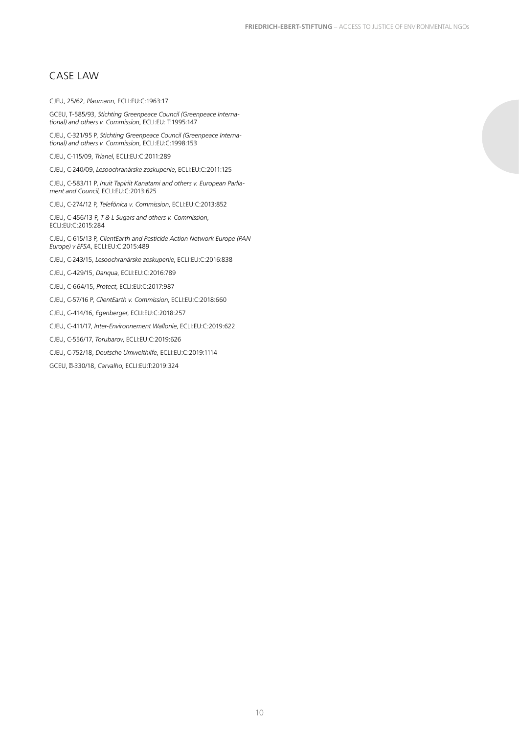## CASE LAW

CJEU, 25/62, *Plaumann*, ECLI:EU:C:1963:17

GCEU, T-585/93, *Stichting Greenpeace Council (Greenpeace International) and others v. Commission*, ECLI:EU: T:1995:147

CJEU, C-321/95 P, *Stichting Greenpeace Council (Greenpeace International) and others v. Commission*, ECLI:EU:C:1998:153

CJEU, C-115/09, *Trianel*, ECLI:EU:C:2011:289

CJEU, C-240/09, *Lesoochranárske zoskupenie*, ECLI:EU:C:2011:125

CJEU, C-583/11 P, *Inuit Tapiriit Kanatami and others v. European Parliament and Council*, ECLI:EU:C:2013:625

CJEU, C-274/12 P, *Telefónica v. Commission*, ECLI:EU:C:2013:852

CJEU, C-456/13 P, *T & L Sugars and others v. Commission*, ECLI:EU:C:2015:284

CJEU, C-615/13 P, *ClientEarth and Pesticide Action Network Europe (PAN Europe) v EFSA*, ECLI:EU:C:2015:489

CJEU, C-243/15, *Lesoochranárske zoskupenie*, ECLI:EU:C:2016:838

CJEU, C-429/15, *Danqua*, ECLI:EU:C:2016:789

CJEU, C-664/15, *Protect*, ECLI:EU:C:2017:987

CJEU, C-57/16 P, *ClientEarth v. Commission*, ECLI:EU:C:2018:660

CJEU, C-414/16, *Egenberger*, ECLI:EU:C:2018:257

CJEU, C-411/17, *Inter-Environnement Wallonie*, ECLI:EU:C:2019:622

CJEU, C-556/17, *Torubarov*, ECLI:EU:C:2019:626

CJEU, C-752/18, *Deutsche Umwelthilfe*, ECLI:EU:C:2019:1114

GCEU, T-330/18, *Carvalho*, ECLI:EU:T:2019:324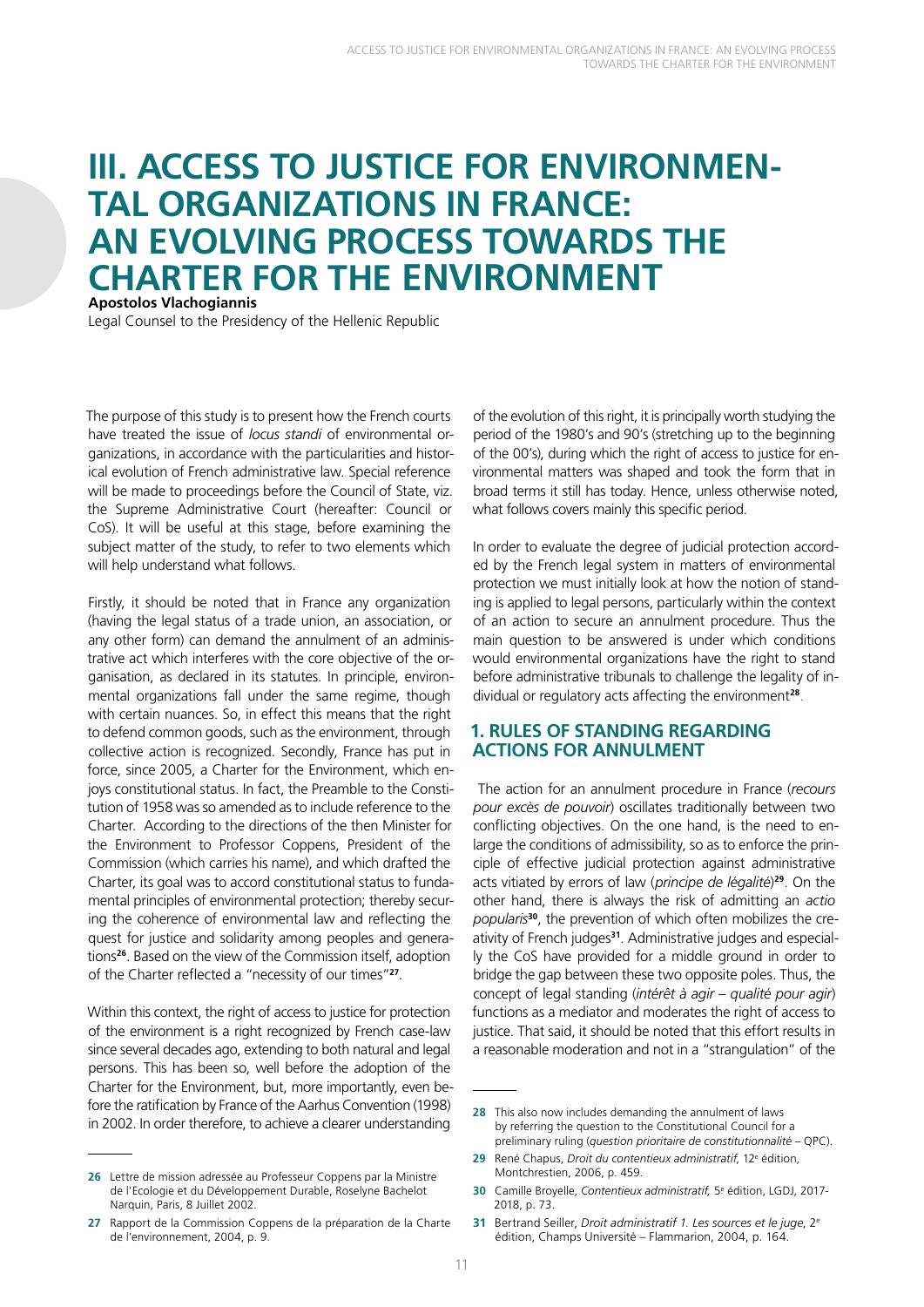# III. ACCESS TO JUSTICE FOR ENVIRONMENTAL ORGANIZATIONS IN FRANCE: AN EVOLVING PROCESS TOWARDS THE CHARTER FOR THE ENVIRONMENT

**Apostolos Vlachogiannis**

Legal Counsel to the Presidency of the Hellenic Republic

The purpose of this study is to present how the French courts have treated the issue of *locus standi* of environmental organizations, in accordance with the particularities and historical evolution of French administrative law. Special reference will be made to proceedings before the Council of State, viz. the Supreme Administrative Court (hereafter: Council or CoS). It will be useful at this stage, before examining the subject matter of the study, to refer to two elements which will help understand what follows.

Firstly, it should be noted that in France any organization (having the legal status of a trade union, an association, or any other form) can demand the annulment of an administrative act which interferes with the core objective of the organisation, as declared in its statutes. In principle, environmental organizations fall under the same regime, though with certain nuances. So, in effect this means that the right to defend common goods, such as the environment, through collective action is recognized. Secondly, France has put in force, since 2005, a Charter for the Environment, which enjoys constitutional status. In fact, the Preamble to the Constitution of 1958 was so amended as to include reference to the Charter. According to the directions of the then Minister for the Environment to Professor Coppens, President of the Commission (which carries his name), and which drafted the Charter, its goal was to accord constitutional status to fundamental principles of environmental protection; thereby securing the coherence of environmental law and reflecting the quest for justice and solidarity among peoples and generations[26]. Based on the view of the Commission itself, adoption of the Charter reflected a "necessity of our times"[27].

Within this context, the right of access to justice for protection of the environment is a right recognized by French case-law since several decades ago, extending to both natural and legal persons. This has been so, well before the adoption of the Charter for the Environment, but, more importantly, even before the ratification by France of the Aarhus Convention (1998) in 2002. In order therefore, to achieve a clearer understanding of the evolution of this right, it is principally worth studying the period of the 1980's and 90's (stretching up to the beginning of the 00's), during which the right of access to justice for environmental matters was shaped and took the form that in broad terms it still has today. Hence, unless otherwise noted, what follows covers mainly this specific period.

In order to evaluate the degree of judicial protection accorded by the French legal system in matters of environmental protection we must initially look at how the notion of standing is applied to legal persons, particularly within the context of an action to secure an annulment procedure. Thus the main question to be answered is under which conditions would environmental organizations have the right to stand before administrative tribunals to challenge the legality of individual or regulatory acts affecting the environment[28].

## 1. RULES OF STANDING REGARDING ACTIONS FOR ANNULMENT

The action for an annulment procedure in France (*recours pour excès de pouvoir*) oscillates traditionally between two conflicting objectives. On the one hand, is the need to enlarge the conditions of admissibility, so as to enforce the principle of effective judicial protection against administrative acts vitiated by errors of law (*principe de légalité*)[29]. On the other hand, there is always the risk of admitting an *actio popularis*[30], the prevention of which often mobilizes the creativity of French judges[31]. Administrative judges and especially the CoS have provided for a middle ground in order to bridge the gap between these two opposite poles. Thus, the concept of legal standing (*intérêt à agir – qualité pour agir*) functions as a mediator and moderates the right of access to justice. That said, it should be noted that this effort results in a reasonable moderation and not in a "strangulation" of the

---

26 Lettre de mission adressée au Professeur Coppens par la Ministre de l'Ecologie et du Développement Durable, Roselyne Bachelot Narquin, Paris, 8 Juillet 2002.

27 Rapport de la Commission Coppens de la préparation de la Charte de l'environnement, 2004, p. 9.

28 This also now includes demanding the annulment of laws by referring the question to the Constitutional Council for a preliminary ruling (*question prioritaire de constitutionnalité* – QPC).

29 René Chapus, *Droit du contentieux administratif*, 12e édition, Montchrestien, 2006, p. 459.

30 Camille Broyelle, *Contentieux administratif*, 5e édition, LGDJ, 2017-2018, p. 73.

31 Bertrand Seiller, *Droit administratif 1. Les sources et le juge*, 2e édition, Champs Université – Flammarion, 2004, p. 164.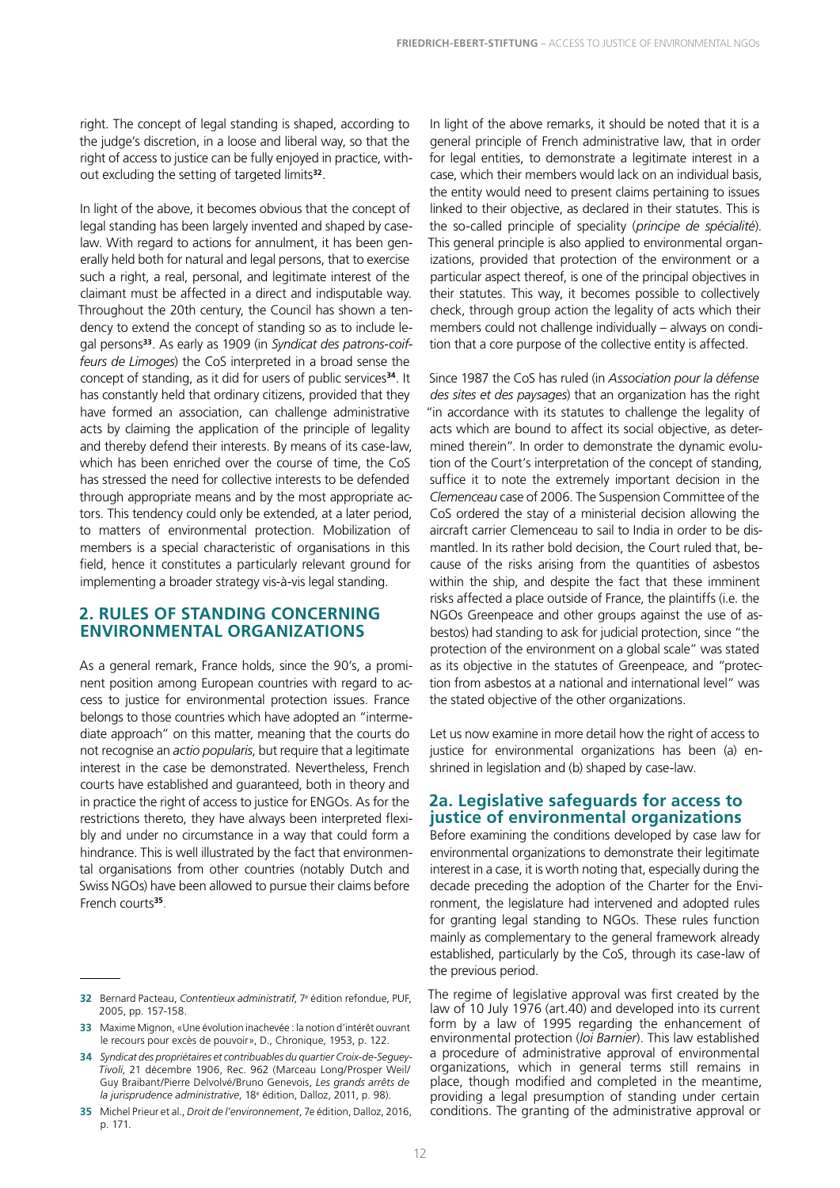right. The concept of legal standing is shaped, according to the judge's discretion, in a loose and liberal way, so that the right of access to justice can be fully enjoyed in practice, without excluding the setting of targeted limits[32].

In light of the above, it becomes obvious that the concept of legal standing has been largely invented and shaped by case-law. With regard to actions for annulment, it has been generally held both for natural and legal persons, that to exercise such a right, a real, personal, and legitimate interest of the claimant must be affected in a direct and indisputable way. Throughout the 20th century, the Council has shown a tendency to extend the concept of standing so as to include legal persons[33]. As early as 1909 (in *Syndicat des patrons-coiffeurs de Limoges*) the CoS interpreted in a broad sense the concept of standing, as it did for users of public services[34]. It has constantly held that ordinary citizens, provided that they have formed an association, can challenge administrative acts by claiming the application of the principle of legality and thereby defend their interests. By means of its case-law, which has been enriched over the course of time, the CoS has stressed the need for collective interests to be defended through appropriate means and by the most appropriate actors. This tendency could only be extended, at a later period, to matters of environmental protection. Mobilization of members is a special characteristic of organisations in this field, hence it constitutes a particularly relevant ground for implementing a broader strategy vis-à-vis legal standing.

## 2. RULES OF STANDING CONCERNING ENVIRONMENTAL ORGANIZATIONS

As a general remark, France holds, since the 90's, a prominent position among European countries with regard to access to justice for environmental protection issues. France belongs to those countries which have adopted an "intermediate approach" on this matter, meaning that the courts do not recognise an *actio popularis*, but require that a legitimate interest in the case be demonstrated. Nevertheless, French courts have established and guaranteed, both in theory and in practice the right of access to justice for ENGOs. As for the restrictions thereto, they have always been interpreted flexibly and under no circumstance in a way that could form a hindrance. This is well illustrated by the fact that environmental organisations from other countries (notably Dutch and Swiss NGOs) have been allowed to pursue their claims before French courts[35].

In light of the above remarks, it should be noted that it is a general principle of French administrative law, that in order for legal entities, to demonstrate a legitimate interest in a case, which their members would lack on an individual basis, the entity would need to present claims pertaining to issues linked to their objective, as declared in their statutes. This is the so-called principle of speciality (*principe de spécialité*). This general principle is also applied to environmental organizations, provided that protection of the environment or a particular aspect thereof, is one of the principal objectives in their statutes. This way, it becomes possible to collectively check, through group action the legality of acts which their members could not challenge individually – always on condition that a core purpose of the collective entity is affected.

Since 1987 the CoS has ruled (in *Association pour la défense des sites et des paysages*) that an organization has the right "in accordance with its statutes to challenge the legality of acts which are bound to affect its social objective, as determined therein". In order to demonstrate the dynamic evolution of the Court's interpretation of the concept of standing, suffice it to note the extremely important decision in the *Clemenceau* case of 2006. The Suspension Committee of the CoS ordered the stay of a ministerial decision allowing the aircraft carrier Clemenceau to sail to India in order to be dismantled. In its rather bold decision, the Court ruled that, because of the risks arising from the quantities of asbestos within the ship, and despite the fact that these imminent risks affected a place outside of France, the plaintiffs (i.e. the NGOs Greenpeace and other groups against the use of asbestos) had standing to ask for judicial protection, since "the protection of the environment on a global scale" was stated as its objective in the statutes of Greenpeace, and "protection from asbestos at a national and international level" was the stated objective of the other organizations.

Let us now examine in more detail how the right of access to justice for environmental organizations has been (a) enshrined in legislation and (b) shaped by case-law.

### 2a. Legislative safeguards for access to justice of environmental organizations

Before examining the conditions developed by case law for environmental organizations to demonstrate their legitimate interest in a case, it is worth noting that, especially during the decade preceding the adoption of the Charter for the Environment, the legislature had intervened and adopted rules for granting legal standing to NGOs. These rules function mainly as complementary to the general framework already established, particularly by the CoS, through its case-law of the previous period.

The regime of legislative approval was first created by the law of 10 July 1976 (art.40) and developed into its current form by a law of 1995 regarding the enhancement of environmental protection (*loi Barnier*). This law established a procedure of administrative approval of environmental organizations, which in general terms still remains in place, though modified and completed in the meantime, providing a legal presumption of standing under certain conditions. The granting of the administrative approval or

---

[32] Bernard Pacteau, *Contentieux administratif*, 7e édition refondue, PUF, 2005, pp. 157-158.

[33] Maxime Mignon, «Une évolution inachevée : la notion d'intérêt ouvrant le recours pour excès de pouvoir», D., Chronique, 1953, p. 122.

[34] *Syndicat des propriétaires et contribuables du quartier Croix-de-Seguey-Tivoli*, 21 décembre 1906, Rec. 962 (Marceau Long/Prosper Weil/Guy Braibant/Pierre Delvolvé/Bruno Genevois, *Les grands arrêts de la jurisprudence administrative*, 18e édition, Dalloz, 2011, p. 98).

[35] Michel Prieur et al., *Droit de l'environnement*, 7e édition, Dalloz, 2016, p. 171.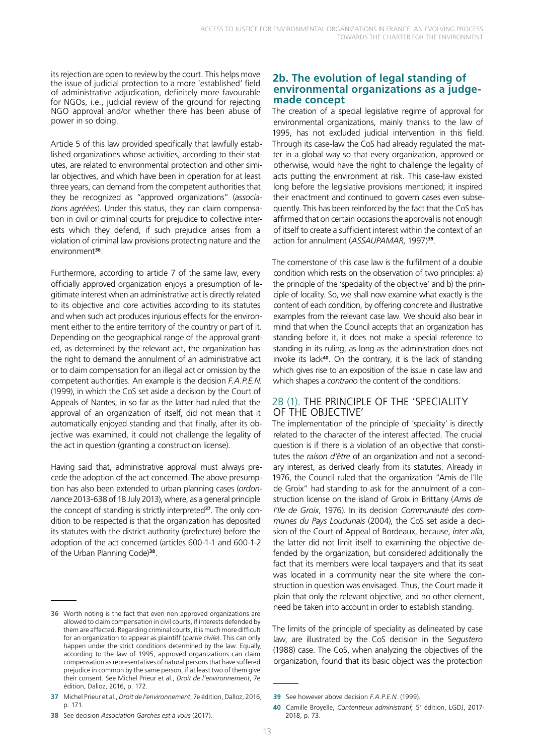its rejection are open to review by the court. This helps move the issue of judicial protection to a more 'established' field of administrative adjudication, definitely more favourable for NGOs, i.e., judicial review of the ground for rejecting NGO approval and/or whether there has been abuse of power in so doing.

Article 5 of this law provided specifically that lawfully established organizations whose activities, according to their statutes, are related to environmental protection and other similar objectives, and which have been in operation for at least three years, can demand from the competent authorities that they be recognized as "approved organizations" (*associations agréées*). Under this status, they can claim compensation in civil or criminal courts for prejudice to collective interests which they defend, if such prejudice arises from a violation of criminal law provisions protecting nature and the environment[36].

Furthermore, according to article 7 of the same law, every officially approved organization enjoys a presumption of legitimate interest when an administrative act is directly related to its objective and core activities according to its statutes and when such act produces injurious effects for the environment either to the entire territory of the country or part of it. Depending on the geographical range of the approval granted, as determined by the relevant act, the organization has the right to demand the annulment of an administrative act or to claim compensation for an illegal act or omission by the competent authorities. An example is the decision *F.A.P.E.N.* (1999), in which the CoS set aside a decision by the Court of Appeals of Nantes, in so far as the latter had ruled that the approval of an organization of itself, did not mean that it automatically enjoyed standing and that finally, after its objective was examined, it could not challenge the legality of the act in question (granting a construction license).

Having said that, administrative approval must always precede the adoption of the act concerned. The above presumption has also been extended to urban planning cases (*ordonnance* 2013-638 of 18 July 2013), where, as a general principle the concept of standing is strictly interpreted[37]. The only condition to be respected is that the organization has deposited its statutes with the district authority (prefecture) before the adoption of the act concerned (articles 600-1-1 and 600-1-2 of the Urban Planning Code)[38].

## 2b. The evolution of legal standing of environmental organizations as a judge-made concept

The creation of a special legislative regime of approval for environmental organizations, mainly thanks to the law of 1995, has not excluded judicial intervention in this field. Through its case-law the CoS had already regulated the matter in a global way so that every organization, approved or otherwise, would have the right to challenge the legality of acts putting the environment at risk. This case-law existed long before the legislative provisions mentioned; it inspired their enactment and continued to govern cases even subsequently. This has been reinforced by the fact that the CoS has affirmed that on certain occasions the approval is not enough of itself to create a sufficient interest within the context of an action for annulment (*ASSAUPAMAR*, 1997)[39].

The cornerstone of this case law is the fulfillment of a double condition which rests on the observation of two principles: a) the principle of the 'speciality of the objective' and b) the principle of locality. So, we shall now examine what exactly is the content of each condition, by offering concrete and illustrative examples from the relevant case law. We should also bear in mind that when the Council accepts that an organization has standing before it, it does not make a special reference to standing in its ruling, as long as the administration does not invoke its lack[40]. On the contrary, it is the lack of standing which gives rise to an exposition of the issue in case law and which shapes *a contrario* the content of the conditions.

### 2B (1). THE PRINCIPLE OF THE 'SPECIALITY OF THE OBJECTIVE'

The implementation of the principle of 'speciality' is directly related to the character of the interest affected. The crucial question is if there is a violation of an objective that constitutes the *raison d'être* of an organization and not a secondary interest, as derived clearly from its statutes. Already in 1976, the Council ruled that the organization "Amis de l'Ile de Groix" had standing to ask for the annulment of a construction license on the island of Groix in Brittany (*Amis de l'Ile de Groix*, 1976). In its decision *Communauté des communes du Pays Loudunais* (2004), the CoS set aside a decision of the Court of Appeal of Bordeaux, because, *inter alia*, the latter did not limit itself to examining the objective defended by the organization, but considered additionally the fact that its members were local taxpayers and that its seat was located in a community near the site where the construction in question was envisaged. Thus, the Court made it plain that only the relevant objective, and no other element, need be taken into account in order to establish standing.

The limits of the principle of speciality as delineated by case law, are illustrated by the CoS decision in the S*egustero* (1988) case. The CoS, when analyzing the objectives of the organization, found that its basic object was the protection

---

[36] Worth noting is the fact that even non approved organizations are allowed to claim compensation in civil courts, if interests defended by them are affected. Regarding criminal courts, it is much more difficult for an organization to appear as plaintiff (*partie civile*). This can only happen under the strict conditions determined by the law. Equally, according to the law of 1995, approved organizations can claim compensation as representatives of natural persons that have suffered prejudice in common by the same person, if at least two of them give their consent. See Michel Prieur et al., *Droit de l'environnement*, 7e édition, Dalloz, 2016, p. 172.

[37] Michel Prieur et al., *Droit de l'environnement*, 7e édition, Dalloz, 2016, p. 171.

[38] See decision *Association Garches est à vous* (2017).

[39] See however above decision *F.A.P.E.N.* (1999).

[40] Camille Broyelle, *Contentieux administratif,* 5e édition, LGDJ, 2017-2018, p. 73.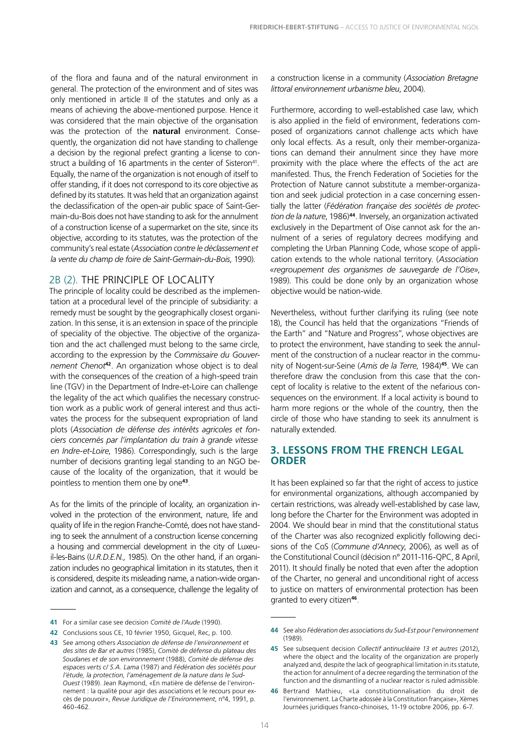of the flora and fauna and of the natural environment in general. The protection of the environment and of sites was only mentioned in article II of the statutes and only as a means of achieving the above-mentioned purpose. Hence it was considered that the main objective of the organisation was the protection of the **natural** environment. Consequently, the organization did not have standing to challenge a decision by the regional prefect granting a license to construct a building of 16 apartments in the center of Sisteron[41]. Equally, the name of the organization is not enough of itself to offer standing, if it does not correspond to its core objective as defined by its statutes. It was held that an organization against the declassification of the open-air public space of Saint-Germain-du-Bois does not have standing to ask for the annulment of a construction license of a supermarket on the site, since its objective, according to its statutes, was the protection of the community's real estate (*Association contre le déclassement et la vente du champ de foire de Saint-Germain-du-Bois*, 1990).

## 2B (2). THE PRINCIPLE OF LOCALITY

The principle of locality could be described as the implementation at a procedural level of the principle of subsidiarity: a remedy must be sought by the geographically closest organization. In this sense, it is an extension in space of the principle of speciality of the objective. The objective of the organization and the act challenged must belong to the same circle, according to the expression by the *Commissaire du Gouvernement Chenot*[42]. An organization whose object is to deal with the consequences of the creation of a high-speed train line (TGV) in the Department of Indre-et-Loire can challenge the legality of the act which qualifies the necessary construction work as a public work of general interest and thus activates the process for the subsequent expropriation of land plots (*Association de défense des intérêts agricoles et fonciers concernés par l'implantation du train à grande vitesse en Indre-et-Loire*, 1986). Correspondingly, such is the large number of decisions granting legal standing to an NGO because of the locality of the organization, that it would be pointless to mention them one by one[43].

As for the limits of the principle of locality, an organization involved in the protection of the environment, nature, life and quality of life in the region Franche-Comté, does not have standing to seek the annulment of a construction license concerning a housing and commercial development in the city of Luxeuil-les-Bains (*U.R.D.E.N.*, 1985). On the other hand, if an organization includes no geographical limitation in its statutes, then it is considered, despite its misleading name, a nation-wide organization and cannot, as a consequence, challenge the legality of a construction license in a community (*Association Bretagne littoral environnement urbanisme bleu*, 2004).

Furthermore, according to well-established case law, which is also applied in the field of environment, federations composed of organizations cannot challenge acts which have only local effects. As a result, only their member-organizations can demand their annulment since they have more proximity with the place where the effects of the act are manifested. Thus, the French Federation of Societies for the Protection of Nature cannot substitute a member-organization and seek judicial protection in a case concerning essentially the latter (*Fédération française des sociétés de protection de la nature*, 1986)[44]. Inversely, an organization activated exclusively in the Department of Oise cannot ask for the annulment of a series of regulatory decrees modifying and completing the Urban Planning Code, whose scope of application extends to the whole national territory. (*Association «regroupement des organismes de sauvegarde de l'Oise»*, 1989). This could be done only by an organization whose objective would be nation-wide.

Nevertheless, without further clarifying its ruling (see note 18), the Council has held that the organizations "Friends of the Earth" and "Nature and Progress", whose objectives are to protect the environment, have standing to seek the annulment of the construction of a nuclear reactor in the community of Nogent-sur-Seine (*Amis de la Terre*, 1984)[45]. We can therefore draw the conclusion from this case that the concept of locality is relative to the extent of the nefarious consequences on the environment. If a local activity is bound to harm more regions or the whole of the country, then the circle of those who have standing to seek its annulment is naturally extended.

## 3. LESSONS FROM THE FRENCH LEGAL ORDER

It has been explained so far that the right of access to justice for environmental organizations, although accompanied by certain restrictions, was already well-established by case law, long before the Charter for the Environment was adopted in 2004. We should bear in mind that the constitutional status of the Charter was also recognized explicitly following decisions of the CoS (*Commune d'Annecy*, 2006), as well as of the Constitutional Council (décision n° 2011-116-QPC, 8 April, 2011). It should finally be noted that even after the adoption of the Charter, no general and unconditional right of access to justice on matters of environmental protection has been granted to every citizen[46].

---

41 For a similar case see decision *Comité de l'Aude* (1990).

42 Conclusions sous CE, 10 février 1950, Gicquel, Rec, p. 100.

43 See among others *Association de défense de l'environnement et des sites de Bar et autres* (1985), *Comité de défense du plateau des Soudanes et de son environnement* (1988), *Comité de défense des espaces verts c/ S.A. Lama* (1987) and *Fédération des sociétés pour l'étude, la protection, l'aménagement de la nature dans le Sud-Ouest* (1989). Jean Raymond, «En matière de défense de l'environnement : la qualité pour agir des associations et le recours pour excès de pouvoir», *Revue Juridique de l'Environnement*, n°4, 1991, p. 460-462.

44 See also *Fédération des associations du Sud-Est pour l'environnement* (1989).

45 See subsequent decision *Collectif antinucléaire 13 et autres* (2012), where the object and the locality of the organization are properly analyzed and, despite the lack of geographical limitation in its statute, the action for annulment of a decree regarding the termination of the function and the dismantling of a nuclear reactor is ruled admissible.

46 Bertrand Mathieu, «La constitutionnalisation du droit de l'environnement. La Charte adossée à la Constitution française», Xèmes Journées juridiques franco-chinoises, 11-19 octobre 2006, pp. 6-7.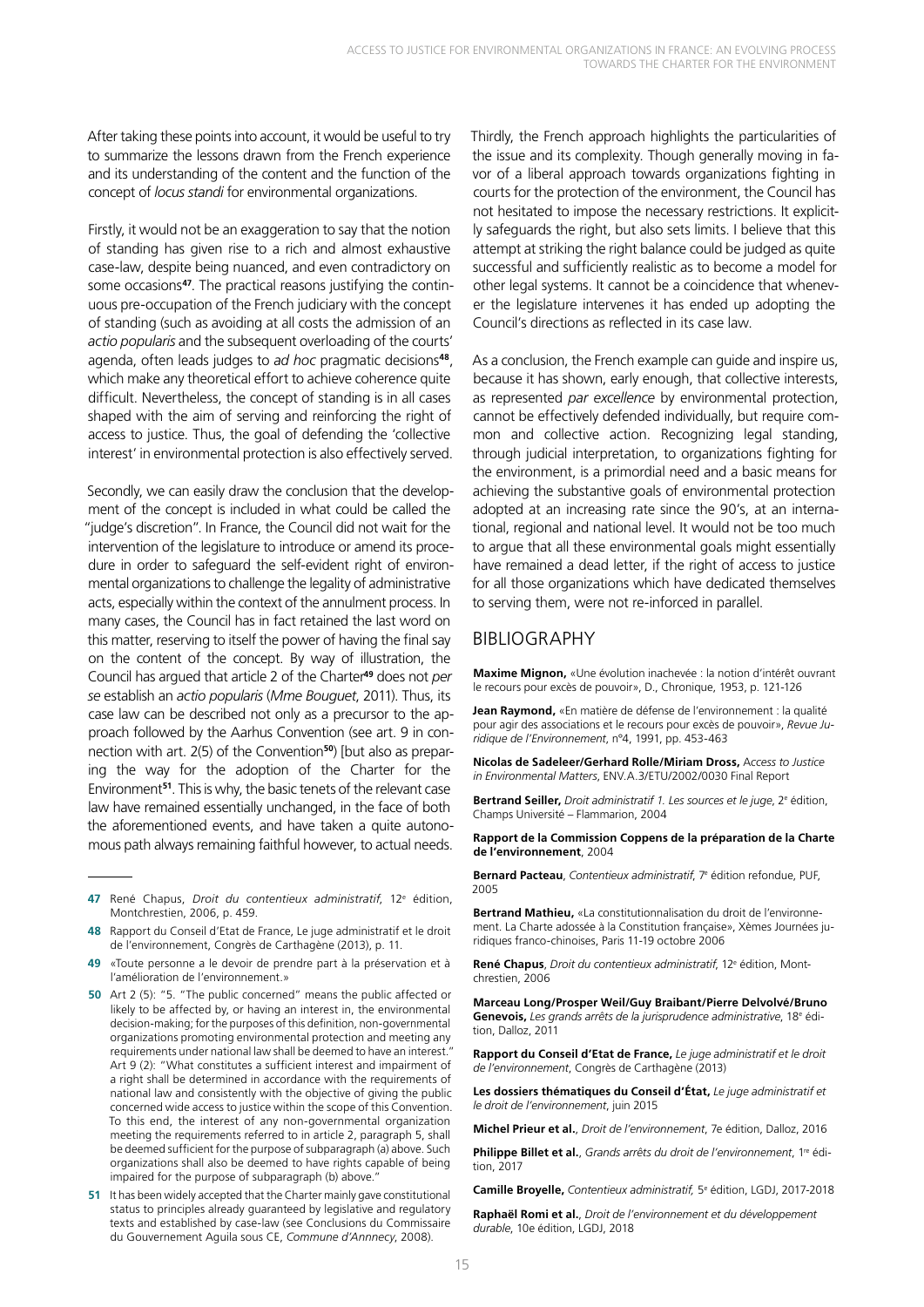After taking these points into account, it would be useful to try to summarize the lessons drawn from the French experience and its understanding of the content and the function of the concept of *locus standi* for environmental organizations.

Firstly, it would not be an exaggeration to say that the notion of standing has given rise to a rich and almost exhaustive case-law, despite being nuanced, and even contradictory on some occasions[47]. The practical reasons justifying the continuous pre-occupation of the French judiciary with the concept of standing (such as avoiding at all costs the admission of an *actio popularis* and the subsequent overloading of the courts' agenda, often leads judges to *ad hoc* pragmatic decisions[48], which make any theoretical effort to achieve coherence quite difficult. Nevertheless, the concept of standing is in all cases shaped with the aim of serving and reinforcing the right of access to justice. Thus, the goal of defending the 'collective interest' in environmental protection is also effectively served.

Secondly, we can easily draw the conclusion that the development of the concept is included in what could be called the "judge's discretion". In France, the Council did not wait for the intervention of the legislature to introduce or amend its procedure in order to safeguard the self-evident right of environmental organizations to challenge the legality of administrative acts, especially within the context of the annulment process. In many cases, the Council has in fact retained the last word on this matter, reserving to itself the power of having the final say on the content of the concept. By way of illustration, the Council has argued that article 2 of the Charter[49] does not *per se* establish an *actio popularis* (*Mme Bouguet*, 2011). Thus, its case law can be described not only as a precursor to the approach followed by the Aarhus Convention (see art. 9 in connection with art. 2(5) of the Convention[50]) [but also as preparing the way for the adoption of the Charter for the Environment[51]. This is why, the basic tenets of the relevant case law have remained essentially unchanged, in the face of both the aforementioned events, and have taken a quite autonomous path always remaining faithful however, to actual needs.

Thirdly, the French approach highlights the particularities of the issue and its complexity. Though generally moving in favor of a liberal approach towards organizations fighting in courts for the protection of the environment, the Council has not hesitated to impose the necessary restrictions. It explicitly safeguards the right, but also sets limits. I believe that this attempt at striking the right balance could be judged as quite successful and sufficiently realistic as to become a model for other legal systems. It cannot be a coincidence that whenever the legislature intervenes it has ended up adopting the Council's directions as reflected in its case law.

As a conclusion, the French example can guide and inspire us, because it has shown, early enough, that collective interests, as represented *par excellence* by environmental protection, cannot be effectively defended individually, but require common and collective action. Recognizing legal standing, through judicial interpretation, to organizations fighting for the environment, is a primordial need and a basic means for achieving the substantive goals of environmental protection adopted at an increasing rate since the 90's, at an international, regional and national level. It would not be too much to argue that all these environmental goals might essentially have remained a dead letter, if the right of access to justice for all those organizations which have dedicated themselves to serving them, were not re-inforced in parallel.

---

**47** René Chapus, *Droit du contentieux administratif*, 12e édition, Montchrestien, 2006, p. 459.

**48** Rapport du Conseil d'Etat de France, Le juge administratif et le droit de l'environnement, Congrès de Carthagène (2013), p. 11.

**49** «Toute personne a le devoir de prendre part à la préservation et à l'amélioration de l'environnement.»

**50** Art 2 (5): "5. "The public concerned" means the public affected or likely to be affected by, or having an interest in, the environmental decision-making; for the purposes of this definition, non-governmental organizations promoting environmental protection and meeting any requirements under national law shall be deemed to have an interest." Art 9 (2): "What constitutes a sufficient interest and impairment of a right shall be determined in accordance with the requirements of national law and consistently with the objective of giving the public concerned wide access to justice within the scope of this Convention. To this end, the interest of any non-governmental organization meeting the requirements referred to in article 2, paragraph 5, shall be deemed sufficient for the purpose of subparagraph (a) above. Such organizations shall also be deemed to have rights capable of being impaired for the purpose of subparagraph (b) above."

**51** It has been widely accepted that the Charter mainly gave constitutional status to principles already guaranteed by legislative and regulatory texts and established by case-law (see Conclusions du Commissaire du Gouvernement Aguila sous CE, *Commune d'Annnecy*, 2008).

## BIBLIOGRAPHY

**Maxime Mignon,** «Une évolution inachevée : la notion d'intérêt ouvrant le recours pour excès de pouvoir», D., Chronique, 1953, p. 121-126

**Jean Raymond,** «En matière de défense de l'environnement : la qualité pour agir des associations et le recours pour excès de pouvoir», *Revue Juridique de l'Environnement*, n°4, 1991, pp. 453-463

**Nicolas de Sadeleer/Gerhard Rolle/Miriam Dross,** *Access to Justice in Environmental Matters*, ENV.A.3/ETU/2002/0030 Final Report

**Bertrand Seiller,** *Droit administratif 1. Les sources et le juge*, 2e édition, Champs Université – Flammarion, 2004

**Rapport de la Commission Coppens de la préparation de la Charte de l'environnement**, 2004

**Bernard Pacteau**, *Contentieux administratif*, 7e édition refondue, PUF, 2005

**Bertrand Mathieu,** «La constitutionnalisation du droit de l'environnement. La Charte adossée à la Constitution française», Xèmes Journées juridiques franco-chinoises, Paris 11-19 octobre 2006

**René Chapus**, *Droit du contentieux administratif*, 12e édition, Montchrestien, 2006

**Marceau Long/Prosper Weil/Guy Braibant/Pierre Delvolvé/Bruno Genevois,** *Les grands arrêts de la jurisprudence administrative*, 18e édition, Dalloz, 2011

**Rapport du Conseil d'Etat de France,** *Le juge administratif et le droit de l'environnement*, Congrès de Carthagène (2013)

**Les dossiers thématiques du Conseil d'État,** *Le juge administratif et le droit de l'environnement*, juin 2015

**Michel Prieur et al.**, *Droit de l'environnement*, 7e édition, Dalloz, 2016

**Philippe Billet et al.**, *Grands arrêts du droit de l'environnement*, 1re édition, 2017

**Camille Broyelle,** *Contentieux administratif*, 5e édition, LGDJ, 2017-2018

**Raphaël Romi et al.**, *Droit de l'environnement et du développement durable*, 10e édition, LGDJ, 2018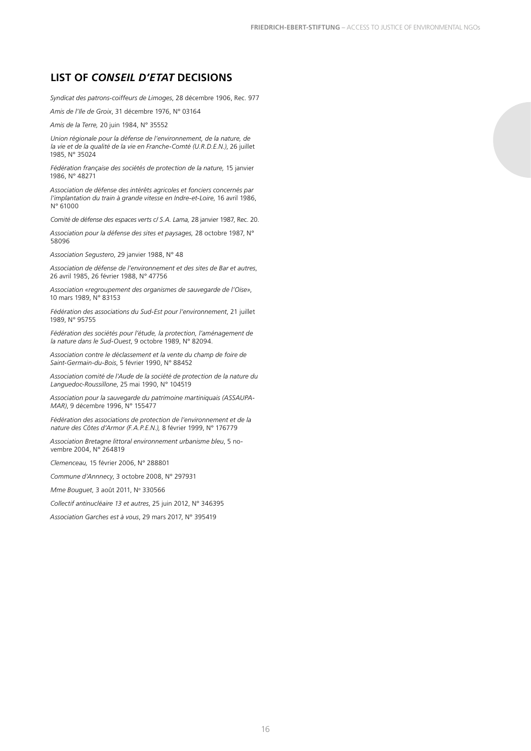## LIST OF *CONSEIL D'ETAT* DECISIONS

*Syndicat des patrons-coiffeurs de Limoges*, 28 décembre 1906, Rec. 977

*Amis de l'Ile de Groix*, 31 décembre 1976, N° 03164

*Amis de la Terre,* 20 juin 1984, N° 35552

*Union régionale pour la défense de l'environnement, de la nature, de la vie et de la qualité de la vie en Franche-Comté (U.R.D.E.N.)*, 26 juillet 1985, N° 35024

*Fédération française des sociétés de protection de la nature,* 15 janvier 1986, N° 48271

*Association de défense des intérêts agricoles et fonciers concernés par l'implantation du train à grande vitesse en Indre-et-Loire*, 16 avril 1986, N° 61000

*Comité de défense des espaces verts c/ S.A. Lama,* 28 janvier 1987, Rec. 20.

*Association pour la défense des sites et paysages,* 28 octobre 1987, N° 58096

*Association Segustero*, 29 janvier 1988, N° 48

*Association de défense de l'environnement et des sites de Bar et autres*, 26 avril 1985, 26 février 1988, N° 47756

*Association «regroupement des organismes de sauvegarde de l'Oise»*, 10 mars 1989, N° 83153

*Fédération des associations du Sud-Est pour l'environnement*, 21 juillet 1989, N° 95755

*Fédération des sociétés pour l'étude, la protection, l'aménagement de la nature dans le Sud-Ouest*, 9 octobre 1989, N° 82094.

*Association contre le déclassement et la vente du champ de foire de Saint-Germain-du-Bois*, 5 février 1990, N° 88452

*Association comité de l'Aude de la société de protection de la nature du Languedoc-Roussillone*, 25 mai 1990, N° 104519

*Association pour la sauvegarde du patrimoine martiniquais (ASSAUPA-MAR)*, 9 décembre 1996, N° 155477

*Fédération des associations de protection de l'environnement et de la nature des Côtes d'Armor (F.A.P.E.N.),* 8 février 1999, N° 176779

*Association Bretagne littoral environnement urbanisme bleu*, 5 novembre 2004, N° 264819

*Clemenceau,* 15 février 2006, N° 288801

*Commune d'Annnecy*, 3 octobre 2008, N° 297931

*Mme Bouguet*, 3 août 2011, N° 330566

*Collectif antinucléaire 13 et autres*, 25 juin 2012, N° 346395

*Association Garches est à vous*, 29 mars 2017, N° 395419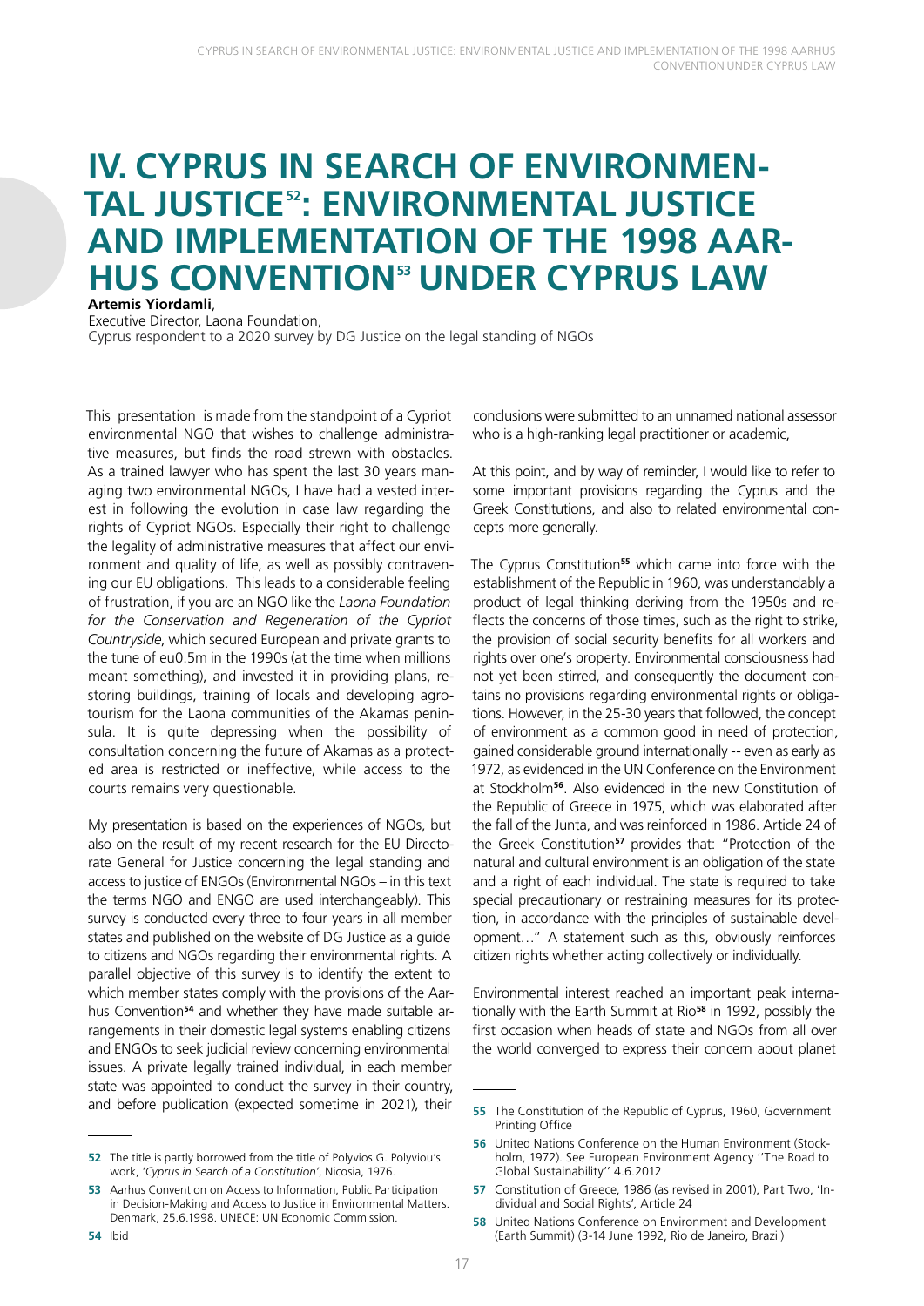# IV. CYPRUS IN SEARCH OF ENVIRONMENTAL JUSTICE[52]: ENVIRONMENTAL JUSTICE AND IMPLEMENTATION OF THE 1998 AARHUS CONVENTION[53] UNDER CYPRUS LAW

**Artemis Yiordamli**,
Executive Director, Laona Foundation,
Cyprus respondent to a 2020 survey by DG Justice on the legal standing of NGOs

This presentation is made from the standpoint of a Cypriot environmental NGO that wishes to challenge administrative measures, but finds the road strewn with obstacles. As a trained lawyer who has spent the last 30 years managing two environmental NGOs, I have had a vested interest in following the evolution in case law regarding the rights of Cypriot NGOs. Especially their right to challenge the legality of administrative measures that affect our environment and quality of life, as well as possibly contravening our EU obligations. This leads to a considerable feeling of frustration, if you are an NGO like the *Laona Foundation for the Conservation and Regeneration of the Cypriot Countryside*, which secured European and private grants to the tune of eu0.5m in the 1990s (at the time when millions meant something), and invested it in providing plans, restoring buildings, training of locals and developing agrotourism for the Laona communities of the Akamas peninsula. It is quite depressing when the possibility of consultation concerning the future of Akamas as a protected area is restricted or ineffective, while access to the courts remains very questionable.

My presentation is based on the experiences of NGOs, but also on the result of my recent research for the EU Directorate General for Justice concerning the legal standing and access to justice of ENGOs (Environmental NGOs – in this text the terms NGO and ENGO are used interchangeably). This survey is conducted every three to four years in all member states and published on the website of DG Justice as a guide to citizens and NGOs regarding their environmental rights. A parallel objective of this survey is to identify the extent to which member states comply with the provisions of the Aarhus Convention[54] and whether they have made suitable arrangements in their domestic legal systems enabling citizens and ENGOs to seek judicial review concerning environmental issues. A private legally trained individual, in each member state was appointed to conduct the survey in their country, and before publication (expected sometime in 2021), their conclusions were submitted to an unnamed national assessor who is a high-ranking legal practitioner or academic,

At this point, and by way of reminder, I would like to refer to some important provisions regarding the Cyprus and the Greek Constitutions, and also to related environmental concepts more generally.

The Cyprus Constitution[55] which came into force with the establishment of the Republic in 1960, was understandably a product of legal thinking deriving from the 1950s and reflects the concerns of those times, such as the right to strike, the provision of social security benefits for all workers and rights over one's property. Environmental consciousness had not yet been stirred, and consequently the document contains no provisions regarding environmental rights or obligations. However, in the 25-30 years that followed, the concept of environment as a common good in need of protection, gained considerable ground internationally -- even as early as 1972, as evidenced in the UN Conference on the Environment at Stockholm[56]. Also evidenced in the new Constitution of the Republic of Greece in 1975, which was elaborated after the fall of the Junta, and was reinforced in 1986. Article 24 of the Greek Constitution[57] provides that: "Protection of the natural and cultural environment is an obligation of the state and a right of each individual. The state is required to take special precautionary or restraining measures for its protection, in accordance with the principles of sustainable development…" A statement such as this, obviously reinforces citizen rights whether acting collectively or individually.

Environmental interest reached an important peak internationally with the Earth Summit at Rio[58] in 1992, possibly the first occasion when heads of state and NGOs from all over the world converged to express their concern about planet

---

[52] The title is partly borrowed from the title of Polyvios G. Polyviou's work, '*Cyprus in Search of a Constitution*', Nicosia, 1976.

[53] Aarhus Convention on Access to Information, Public Participation in Decision-Making and Access to Justice in Environmental Matters. Denmark, 25.6.1998. UNECE: UN Economic Commission.

[54] Ibid

[55] The Constitution of the Republic of Cyprus, 1960, Government Printing Office

[56] United Nations Conference on the Human Environment (Stockholm, 1972). See European Environment Agency ''The Road to Global Sustainability'' 4.6.2012

[57] Constitution of Greece, 1986 (as revised in 2001), Part Two, 'Individual and Social Rights', Article 24

[58] United Nations Conference on Environment and Development (Earth Summit) (3-14 June 1992, Rio de Janeiro, Brazil)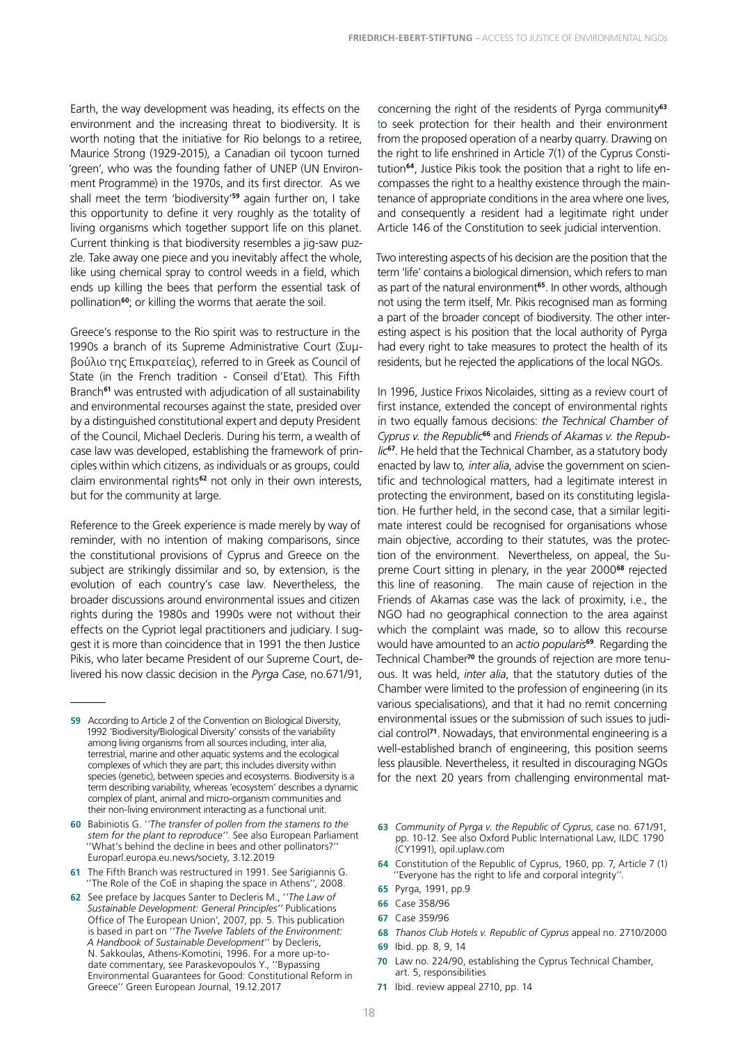Earth, the way development was heading, its effects on the environment and the increasing threat to biodiversity. It is worth noting that the initiative for Rio belongs to a retiree, Maurice Strong (1929-2015), a Canadian oil tycoon turned 'green', who was the founding father of UNEP (UN Environment Programme) in the 1970s, and its first director. As we shall meet the term 'biodiversity'[59] again further on, I take this opportunity to define it very roughly as the totality of living organisms which together support life on this planet. Current thinking is that biodiversity resembles a jig-saw puzzle. Take away one piece and you inevitably affect the whole, like using chemical spray to control weeds in a field, which ends up killing the bees that perform the essential task of pollination[60]; or killing the worms that aerate the soil.

Greece's response to the Rio spirit was to restructure in the 1990s a branch of its Supreme Administrative Court (Συμβούλιο της Επικρατείας), referred to in Greek as Council of State (in the French tradition - Conseil d'Etat). This Fifth Branch[61] was entrusted with adjudication of all sustainability and environmental recourses against the state, presided over by a distinguished constitutional expert and deputy President of the Council, Michael Decleris. During his term, a wealth of case law was developed, establishing the framework of principles within which citizens, as individuals or as groups, could claim environmental rights[62] not only in their own interests, but for the community at large.

Reference to the Greek experience is made merely by way of reminder, with no intention of making comparisons, since the constitutional provisions of Cyprus and Greece on the subject are strikingly dissimilar and so, by extension, is the evolution of each country's case law. Nevertheless, the broader discussions around environmental issues and citizen rights during the 1980s and 1990s were not without their effects on the Cypriot legal practitioners and judiciary. I suggest it is more than coincidence that in 1991 the then Justice Pikis, who later became President of our Supreme Court, delivered his now classic decision in the *Pyrga Case*, no.671/91, concerning the right of the residents of Pyrga community[63] to seek protection for their health and their environment from the proposed operation of a nearby quarry. Drawing on the right to life enshrined in Article 7(1) of the Cyprus Constitution[64], Justice Pikis took the position that a right to life encompasses the right to a healthy existence through the maintenance of appropriate conditions in the area where one lives, and consequently a resident had a legitimate right under Article 146 of the Constitution to seek judicial intervention.

Two interesting aspects of his decision are the position that the term 'life' contains a biological dimension, which refers to man as part of the natural environment[65]. In other words, although not using the term itself, Mr. Pikis recognised man as forming a part of the broader concept of biodiversity. The other interesting aspect is his position that the local authority of Pyrga had every right to take measures to protect the health of its residents, but he rejected the applications of the local NGOs.

In 1996, Justice Frixos Nicolaides, sitting as a review court of first instance, extended the concept of environmental rights in two equally famous decisions: *the Technical Chamber of Cyprus v. the Republic*[66] and *Friends of Akamas v. the Republic*[67]. He held that the Technical Chamber, as a statutory body enacted by law to, *inter alia*, advise the government on scientific and technological matters, had a legitimate interest in protecting the environment, based on its constituting legislation. He further held, in the second case, that a similar legitimate interest could be recognised for organisations whose main objective, according to their statutes, was the protection of the environment. Nevertheless, on appeal, the Supreme Court sitting in plenary, in the year 2000[68] rejected this line of reasoning. The main cause of rejection in the Friends of Akamas case was the lack of proximity, i.e., the NGO had no geographical connection to the area against which the complaint was made, so to allow this recourse would have amounted to an *actio popularis*[69]. Regarding the Technical Chamber[70] the grounds of rejection are more tenuous. It was held, *inter alia*, that the statutory duties of the Chamber were limited to the profession of engineering (in its various specialisations), and that it had no remit concerning environmental issues or the submission of such issues to judicial control[71]. Nowadays, that environmental engineering is a well-established branch of engineering, this position seems less plausible. Nevertheless, it resulted in discouraging NGOs for the next 20 years from challenging environmental mat-

---

**59** According to Article 2 of the Convention on Biological Diversity, 1992 'Biodiversity/Biological Diversity' consists of the variability among living organisms from all sources including, inter alia, terrestrial, marine and other aquatic systems and the ecological complexes of which they are part; this includes diversity within species (genetic), between species and ecosystems. Biodiversity is a term describing variability, whereas 'ecosystem' describes a dynamic complex of plant, animal and micro-organism communities and their non-living environment interacting as a functional unit.

**60** Babiniotis G. ''*The transfer of pollen from the stamens to the stem for the plant to reproduce''*. See also European Parliament ''What's behind the decline in bees and other pollinators?'' Europarl.europa.eu.news/society, 3.12.2019

**61** The Fifth Branch was restructured in 1991. See Sarigiannis G. ''The Role of the CoE in shaping the space in Athens'', 2008.

**62** See preface by Jacques Santer to Decleris M., ''*The Law of Sustainable Development: General Principles*'' Publications Office of The European Union', 2007, pp. 5. This publication is based in part on ''*The Twelve Tablets of the Environment: A Handbook of Sustainable Development*'' by Decleris, N. Sakkoulas, Athens-Komotini, 1996. For a more up-to-date commentary, see Paraskevopoulos Y., ''Bypassing Environmental Guarantees for Good: Constitutional Reform in Greece'' Green European Journal, 19.12.2017

**63** *Community of Pyrga v. the Republic of Cyprus*, case no. 671/91, pp. 10-12. See also Oxford Public International Law, ILDC 1790 (CY1991), opil.uplaw.com

**64** Constitution of the Republic of Cyprus, 1960, pp. 7, Article 7 (1) ''Everyone has the right to life and corporal integrity''.

**65** Pyrga, 1991, pp.9

**66** Case 358/96

**67** Case 359/96

**68** *Thanos Club Hotels v. Republic of Cyprus* appeal no. 2710/2000

**69** Ibid. pp. 8, 9, 14

**70** Law no. 224/90, establishing the Cyprus Technical Chamber, art. 5, responsibilities

**71** Ibid. review appeal 2710, pp. 14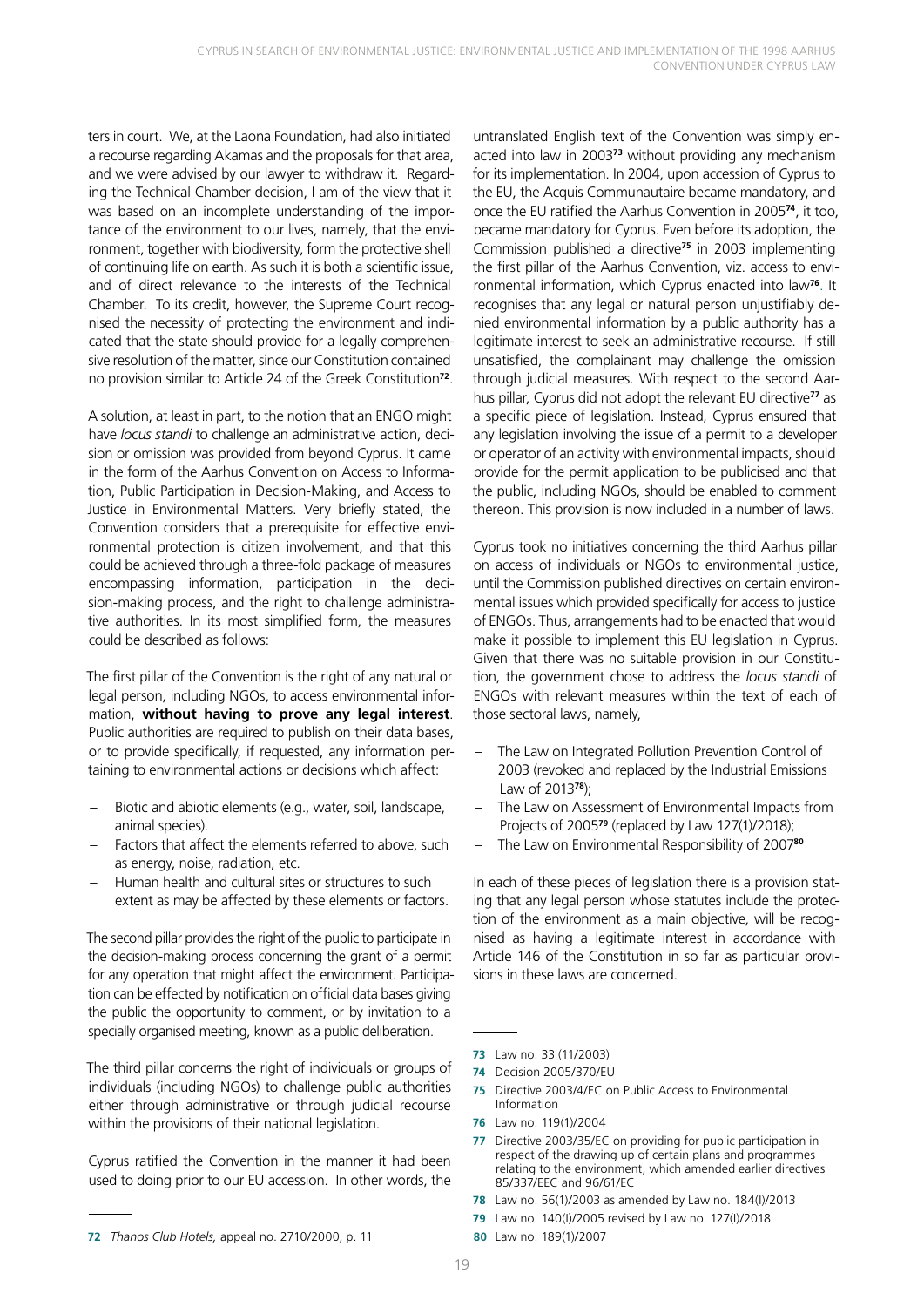ters in court. We, at the Laona Foundation, had also initiated a recourse regarding Akamas and the proposals for that area, and we were advised by our lawyer to withdraw it. Regarding the Technical Chamber decision, I am of the view that it was based on an incomplete understanding of the importance of the environment to our lives, namely, that the environment, together with biodiversity, form the protective shell of continuing life on earth. As such it is both a scientific issue, and of direct relevance to the interests of the Technical Chamber. To its credit, however, the Supreme Court recognised the necessity of protecting the environment and indicated that the state should provide for a legally comprehensive resolution of the matter, since our Constitution contained no provision similar to Article 24 of the Greek Constitution[72].

A solution, at least in part, to the notion that an ENGO might have *locus standi* to challenge an administrative action, decision or omission was provided from beyond Cyprus. It came in the form of the Aarhus Convention on Access to Information, Public Participation in Decision-Making, and Access to Justice in Environmental Matters. Very briefly stated, the Convention considers that a prerequisite for effective environmental protection is citizen involvement, and that this could be achieved through a three-fold package of measures encompassing information, participation in the decision-making process, and the right to challenge administrative authorities. In its most simplified form, the measures could be described as follows:

The first pillar of the Convention is the right of any natural or legal person, including NGOs, to access environmental information, **without having to prove any legal interest**. Public authorities are required to publish on their data bases, or to provide specifically, if requested, any information pertaining to environmental actions or decisions which affect:

- Biotic and abiotic elements (e.g., water, soil, landscape, animal species).
- Factors that affect the elements referred to above, such as energy, noise, radiation, etc.
- Human health and cultural sites or structures to such extent as may be affected by these elements or factors.

The second pillar provides the right of the public to participate in the decision-making process concerning the grant of a permit for any operation that might affect the environment. Participation can be effected by notification on official data bases giving the public the opportunity to comment, or by invitation to a specially organised meeting, known as a public deliberation.

The third pillar concerns the right of individuals or groups of individuals (including NGOs) to challenge public authorities either through administrative or through judicial recourse within the provisions of their national legislation.

Cyprus ratified the Convention in the manner it had been used to doing prior to our EU accession. In other words, the untranslated English text of the Convention was simply enacted into law in 2003[73] without providing any mechanism for its implementation. In 2004, upon accession of Cyprus to the EU, the Acquis Communautaire became mandatory, and once the EU ratified the Aarhus Convention in 2005[74], it too, became mandatory for Cyprus. Even before its adoption, the Commission published a directive[75] in 2003 implementing the first pillar of the Aarhus Convention, viz. access to environmental information, which Cyprus enacted into law[76]. It recognises that any legal or natural person unjustifiably denied environmental information by a public authority has a legitimate interest to seek an administrative recourse. If still unsatisfied, the complainant may challenge the omission through judicial measures. With respect to the second Aarhus pillar, Cyprus did not adopt the relevant EU directive[77] as a specific piece of legislation. Instead, Cyprus ensured that any legislation involving the issue of a permit to a developer or operator of an activity with environmental impacts, should provide for the permit application to be publicised and that the public, including NGOs, should be enabled to comment thereon. This provision is now included in a number of laws.

Cyprus took no initiatives concerning the third Aarhus pillar on access of individuals or NGOs to environmental justice, until the Commission published directives on certain environmental issues which provided specifically for access to justice of ENGOs. Thus, arrangements had to be enacted that would make it possible to implement this EU legislation in Cyprus. Given that there was no suitable provision in our Constitution, the government chose to address the *locus standi* of ENGOs with relevant measures within the text of each of those sectoral laws, namely,

- The Law on Integrated Pollution Prevention Control of 2003 (revoked and replaced by the Industrial Emissions Law of 2013[78]);
- The Law on Assessment of Environmental Impacts from Projects of 2005[79] (replaced by Law 127(1)/2018);
- The Law on Environmental Responsibility of 2007[80]

In each of these pieces of legislation there is a provision stating that any legal person whose statutes include the protection of the environment as a main objective, will be recognised as having a legitimate interest in accordance with Article 146 of the Constitution in so far as particular provisions in these laws are concerned.

---

72 *Thanos Club Hotels,* appeal no. 2710/2000, p. 11

73 Law no. 33 (11/2003)

74 Decision 2005/370/EU

75 Directive 2003/4/EC on Public Access to Environmental Information

76 Law no. 119(1)/2004

77 Directive 2003/35/EC on providing for public participation in respect of the drawing up of certain plans and programmes relating to the environment, which amended earlier directives 85/337/EEC and 96/61/EC

78 Law no. 56(1)/2003 as amended by Law no. 184(I)/2013

79 Law no. 140(I)/2005 revised by Law no. 127(I)/2018

80 Law no. 189(1)/2007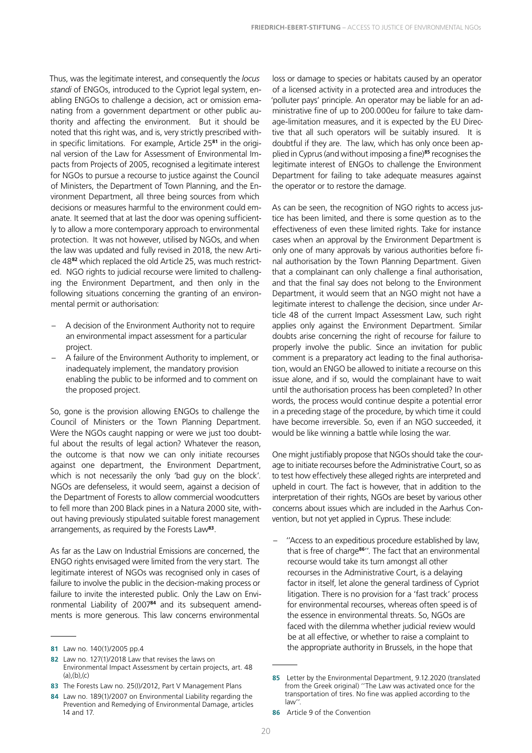Thus, was the legitimate interest, and consequently the *locus standi* of ENGOs, introduced to the Cypriot legal system, enabling ENGOs to challenge a decision, act or omission emanating from a government department or other public authority and affecting the environment. But it should be noted that this right was, and is, very strictly prescribed within specific limitations. For example, Article 25[81] in the original version of the Law for Assessment of Environmental Impacts from Projects of 2005, recognised a legitimate interest for NGOs to pursue a recourse to justice against the Council of Ministers, the Department of Town Planning, and the Environment Department, all three being sources from which decisions or measures harmful to the environment could emanate. It seemed that at last the door was opening sufficiently to allow a more contemporary approach to environmental protection. It was not however, utilised by NGOs, and when the law was updated and fully revised in 2018, the new Article 48[82] which replaced the old Article 25, was much restricted. NGO rights to judicial recourse were limited to challenging the Environment Department, and then only in the following situations concerning the granting of an environmental permit or authorisation:

- A decision of the Environment Authority not to require an environmental impact assessment for a particular project.
- A failure of the Environment Authority to implement, or inadequately implement, the mandatory provision enabling the public to be informed and to comment on the proposed project.

So, gone is the provision allowing ENGOs to challenge the Council of Ministers or the Town Planning Department. Were the NGOs caught napping or were we just too doubtful about the results of legal action? Whatever the reason, the outcome is that now we can only initiate recourses against one department, the Environment Department, which is not necessarily the only 'bad guy on the block'. NGOs are defenseless, it would seem, against a decision of the Department of Forests to allow commercial woodcutters to fell more than 200 Black pines in a Natura 2000 site, without having previously stipulated suitable forest management arrangements, as required by the Forests Law[83].

As far as the Law on Industrial Emissions are concerned, the ENGO rights envisaged were limited from the very start. The legitimate interest of NGOs was recognised only in cases of failure to involve the public in the decision-making process or failure to invite the interested public. Only the Law on Environmental Liability of 2007[84] and its subsequent amendments is more generous. This law concerns environmental loss or damage to species or habitats caused by an operator of a licensed activity in a protected area and introduces the 'polluter pays' principle. An operator may be liable for an administrative fine of up to 200.000eu for failure to take damage-limitation measures, and it is expected by the EU Directive that all such operators will be suitably insured. It is doubtful if they are. The law, which has only once been applied in Cyprus (and without imposing a fine)[85] recognises the legitimate interest of ENGOs to challenge the Environment Department for failing to take adequate measures against the operator or to restore the damage.

As can be seen, the recognition of NGO rights to access justice has been limited, and there is some question as to the effectiveness of even these limited rights. Take for instance cases when an approval by the Environment Department is only one of many approvals by various authorities before final authorisation by the Town Planning Department. Given that a complainant can only challenge a final authorisation, and that the final say does not belong to the Environment Department, it would seem that an NGO might not have a legitimate interest to challenge the decision, since under Article 48 of the current Impact Assessment Law, such right applies only against the Environment Department. Similar doubts arise concerning the right of recourse for failure to properly involve the public. Since an invitation for public comment is a preparatory act leading to the final authorisation, would an ENGO be allowed to initiate a recourse on this issue alone, and if so, would the complainant have to wait until the authorisation process has been completed? In other words, the process would continue despite a potential error in a preceding stage of the procedure, by which time it could have become irreversible. So, even if an NGO succeeded, it would be like winning a battle while losing the war.

One might justifiably propose that NGOs should take the courage to initiate recourses before the Administrative Court, so as to test how effectively these alleged rights are interpreted and upheld in court. The fact is however, that in addition to the interpretation of their rights, NGOs are beset by various other concerns about issues which are included in the Aarhus Convention, but not yet applied in Cyprus. These include:

- ''Access to an expeditious procedure established by law, that is free of charge[86]''. The fact that an environmental recourse would take its turn amongst all other recourses in the Administrative Court, is a delaying factor in itself, let alone the general tardiness of Cypriot litigation. There is no provision for a 'fast track' process for environmental recourses, whereas often speed is of the essence in environmental threats. So, NGOs are faced with the dilemma whether judicial review would be at all effective, or whether to raise a complaint to the appropriate authority in Brussels, in the hope that

---

81 Law no. 140(1)/2005 pp.4

82 Law no. 127(1)/2018 Law that revises the laws on Environmental Impact Assessment by certain projects, art. 48 (a),(b),(c)

83 The Forests Law no. 25(I)/2012, Part V Management Plans

84 Law no. 189(1)/2007 on Environmental Liability regarding the Prevention and Remedying of Environmental Damage, articles 14 and 17.

85 Letter by the Environmental Department, 9.12.2020 (translated from the Greek original) ''The Law was activated once for the transportation of tires. No fine was applied according to the law''.

86 Article 9 of the Convention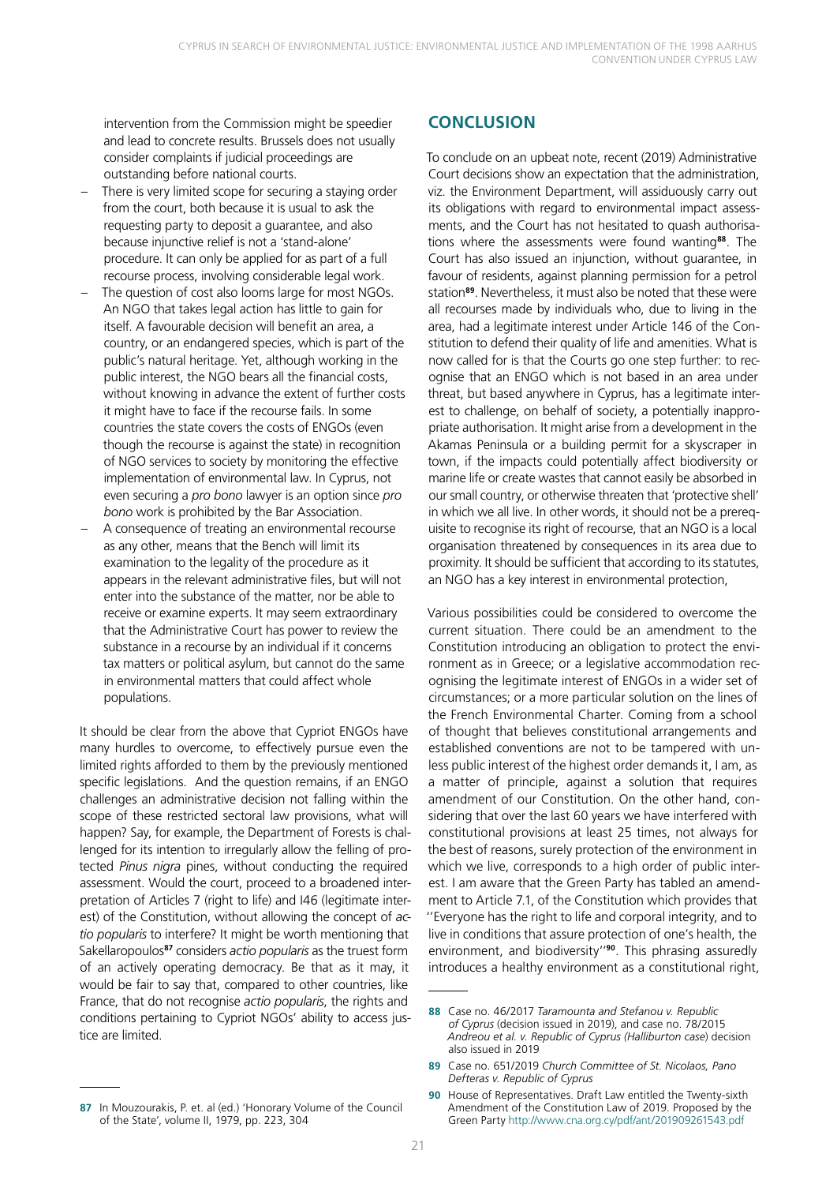intervention from the Commission might be speedier and lead to concrete results. Brussels does not usually consider complaints if judicial proceedings are outstanding before national courts.

- There is very limited scope for securing a staying order from the court, both because it is usual to ask the requesting party to deposit a guarantee, and also because injunctive relief is not a 'stand-alone' procedure. It can only be applied for as part of a full recourse process, involving considerable legal work.
- The question of cost also looms large for most NGOs. An NGO that takes legal action has little to gain for itself. A favourable decision will benefit an area, a country, or an endangered species, which is part of the public's natural heritage. Yet, although working in the public interest, the NGO bears all the financial costs, without knowing in advance the extent of further costs it might have to face if the recourse fails. In some countries the state covers the costs of ENGOs (even though the recourse is against the state) in recognition of NGO services to society by monitoring the effective implementation of environmental law. In Cyprus, not even securing a *pro bono* lawyer is an option since *pro bono* work is prohibited by the Bar Association.
- A consequence of treating an environmental recourse as any other, means that the Bench will limit its examination to the legality of the procedure as it appears in the relevant administrative files, but will not enter into the substance of the matter, nor be able to receive or examine experts. It may seem extraordinary that the Administrative Court has power to review the substance in a recourse by an individual if it concerns tax matters or political asylum, but cannot do the same in environmental matters that could affect whole populations.

It should be clear from the above that Cypriot ENGOs have many hurdles to overcome, to effectively pursue even the limited rights afforded to them by the previously mentioned specific legislations. And the question remains, if an ENGO challenges an administrative decision not falling within the scope of these restricted sectoral law provisions, what will happen? Say, for example, the Department of Forests is challenged for its intention to irregularly allow the felling of protected *Pinus nigra* pines, without conducting the required assessment. Would the court, proceed to a broadened interpretation of Articles 7 (right to life) and I46 (legitimate interest) of the Constitution, without allowing the concept of *actio popularis* to interfere? It might be worth mentioning that Sakellaropoulos[87] considers *actio popularis* as the truest form of an actively operating democracy. Be that as it may, it would be fair to say that, compared to other countries, like France, that do not recognise *actio popularis*, the rights and conditions pertaining to Cypriot NGOs' ability to access justice are limited.

## CONCLUSION

To conclude on an upbeat note, recent (2019) Administrative Court decisions show an expectation that the administration, viz. the Environment Department, will assiduously carry out its obligations with regard to environmental impact assessments, and the Court has not hesitated to quash authorisations where the assessments were found wanting[88]. The Court has also issued an injunction, without guarantee, in favour of residents, against planning permission for a petrol station[89]. Nevertheless, it must also be noted that these were all recourses made by individuals who, due to living in the area, had a legitimate interest under Article 146 of the Constitution to defend their quality of life and amenities. What is now called for is that the Courts go one step further: to recognise that an ENGO which is not based in an area under threat, but based anywhere in Cyprus, has a legitimate interest to challenge, on behalf of society, a potentially inappropriate authorisation. It might arise from a development in the Akamas Peninsula or a building permit for a skyscraper in town, if the impacts could potentially affect biodiversity or marine life or create wastes that cannot easily be absorbed in our small country, or otherwise threaten that 'protective shell' in which we all live. In other words, it should not be a prerequisite to recognise its right of recourse, that an NGO is a local organisation threatened by consequences in its area due to proximity. It should be sufficient that according to its statutes, an NGO has a key interest in environmental protection,

Various possibilities could be considered to overcome the current situation. There could be an amendment to the Constitution introducing an obligation to protect the environment as in Greece; or a legislative accommodation recognising the legitimate interest of ENGOs in a wider set of circumstances; or a more particular solution on the lines of the French Environmental Charter. Coming from a school of thought that believes constitutional arrangements and established conventions are not to be tampered with unless public interest of the highest order demands it, I am, as a matter of principle, against a solution that requires amendment of our Constitution. On the other hand, considering that over the last 60 years we have interfered with constitutional provisions at least 25 times, not always for the best of reasons, surely protection of the environment in which we live, corresponds to a high order of public interest. I am aware that the Green Party has tabled an amendment to Article 7.1, of the Constitution which provides that ''Everyone has the right to life and corporal integrity, and to live in conditions that assure protection of one's health, the environment, and biodiversity''[90]. This phrasing assuredly introduces a healthy environment as a constitutional right,

---

87 In Mouzourakis, P. et. al (ed.) 'Honorary Volume of the Council of the State', volume II, 1979, pp. 223, 304

88 Case no. 46/2017 *Taramounta and Stefanou v. Republic of Cyprus* (decision issued in 2019), and case no. 78/2015 *Andreou et al. v. Republic of Cyprus (Halliburton case*) decision also issued in 2019

89 Case no. 651/2019 *Church Committee of St. Nicolaos, Pano Defteras v. Republic of Cyprus*

90 House of Representatives. Draft Law entitled the Twenty-sixth Amendment of the Constitution Law of 2019. Proposed by the Green Party http://www.cna.org.cy/pdf/ant/201909261543.pdf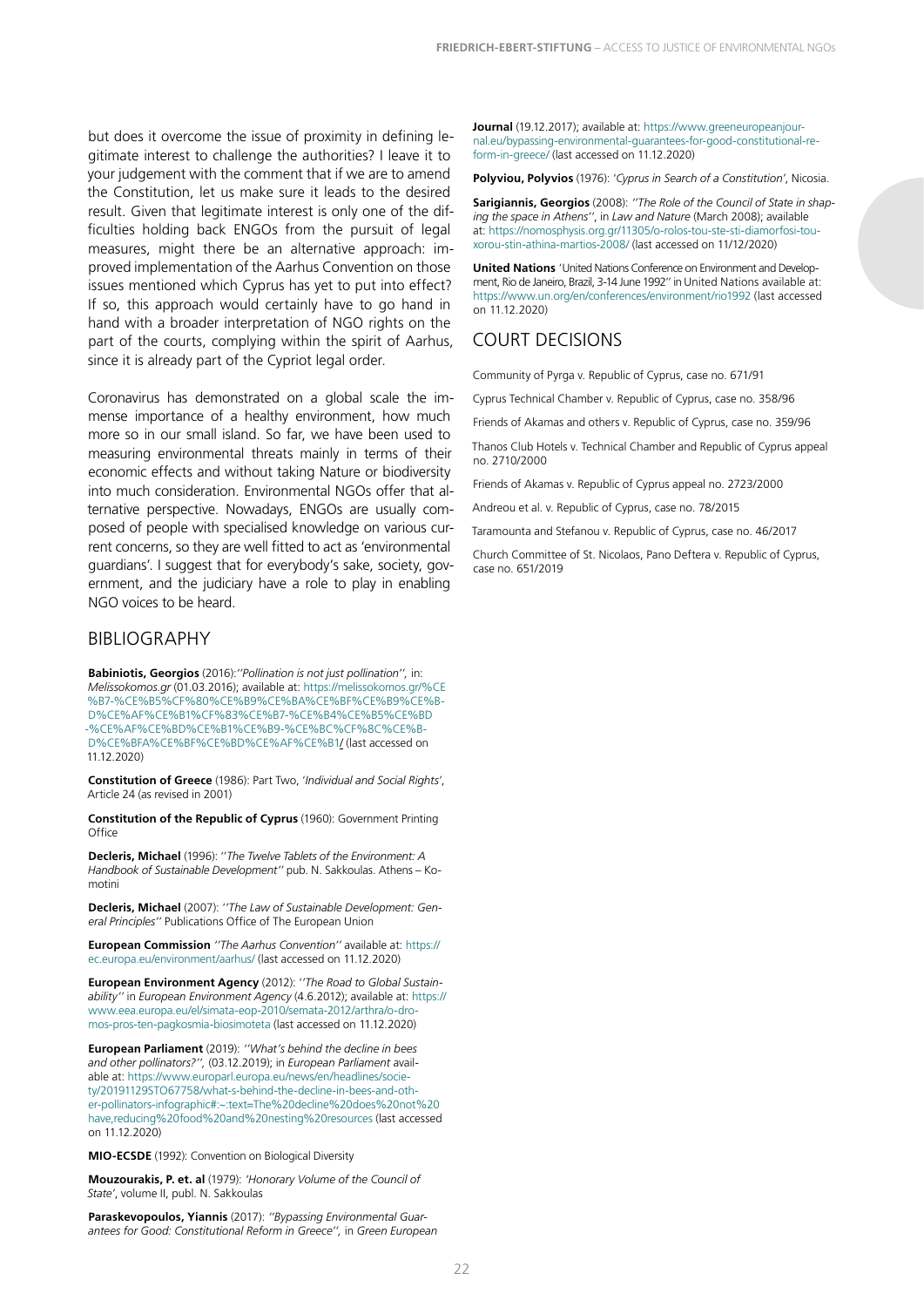but does it overcome the issue of proximity in defining legitimate interest to challenge the authorities? I leave it to your judgement with the comment that if we are to amend the Constitution, let us make sure it leads to the desired result. Given that legitimate interest is only one of the difficulties holding back ENGOs from the pursuit of legal measures, might there be an alternative approach: improved implementation of the Aarhus Convention on those issues mentioned which Cyprus has yet to put into effect? If so, this approach would certainly have to go hand in hand with a broader interpretation of NGO rights on the part of the courts, complying within the spirit of Aarhus, since it is already part of the Cypriot legal order.

Coronavirus has demonstrated on a global scale the immense importance of a healthy environment, how much more so in our small island. So far, we have been used to measuring environmental threats mainly in terms of their economic effects and without taking Nature or biodiversity into much consideration. Environmental NGOs offer that alternative perspective. Nowadays, ENGOs are usually composed of people with specialised knowledge on various current concerns, so they are well fitted to act as 'environmental guardians'. I suggest that for everybody's sake, society, government, and the judiciary have a role to play in enabling NGO voices to be heard.

## BIBLIOGRAPHY

**Babiniotis, Georgios** (2016):*''Pollination is not just pollination'',* in: *Melissokomos.gr* (01.03.2016); available at: https://melissokomos.gr/%CE%B7-%CE%B5%CF%80%CE%B9%CE%BA%CE%BF%CE%B9%CE%BD%CE%AF%CE%B1%CF%83%CE%B7-%CE%B4%CE%B5%CE%BD-%CE%AF%CE%BD%CE%B1%CE%B9-%CE%BC%CF%8C%CE%BD%CE%BFA%CE%BF%CE%BD%CE%AF%CE%B1/ (last accessed on 11.12.2020)

**Constitution of Greece** (1986): Part Two, '*Individual and Social Rights*', Article 24 (as revised in 2001)

**Constitution of the Republic of Cyprus** (1960): Government Printing Office

**Decleris, Michael** (1996): *''The Twelve Tablets of the Environment: A Handbook of Sustainable Development''* pub. N. Sakkoulas. Athens – Komotini

**Decleris, Michael** (2007): *''The Law of Sustainable Development: General Principles''* Publications Office of The European Union

**European Commission** *''The Aarhus Convention''* available at: https://ec.europa.eu/environment/aarhus/ (last accessed on 11.12.2020)

**European Environment Agency** (2012): *''The Road to Global Sustainability''* in *European Environment Agency* (4.6.2012); available at: https://www.eea.europa.eu/el/simata-eop-2010/semata-2012/arthra/o-dromos-pros-ten-pagkosmia-biosimoteta (last accessed on 11.12.2020)

**European Parliament** (2019): *''What's behind the decline in bees and other pollinators?'',* (03.12.2019); in *European Parliament* available at: https://www.europarl.europa.eu/news/en/headlines/society/20191129STO67758/what-s-behind-the-decline-in-bees-and-other-pollinators-infographic#:~:text=The%20decline%20does%20not%20have,reducing%20food%20and%20nesting%20resources (last accessed on 11.12.2020)

**MIO-ECSDE** (1992): Convention on Biological Diversity

**Mouzourakis, P. et. al** (1979): *'Honorary Volume of the Council of State'*, volume II, publ. N. Sakkoulas

**Paraskevopoulos, Yiannis** (2017): *''Bypassing Environmental Guarantees for Good: Constitutional Reform in Greece'',* in *Green European* **Journal** (19.12.2017); available at: https://www.greeneuropeanjournal.eu/bypassing-environmental-guarantees-for-good-constitutional-reform-in-greece/ (last accessed on 11.12.2020)

**Polyviou, Polyvios** (1976): '*Cyprus in Search of a Constitution*', Nicosia.

**Sarigiannis, Georgios** (2008): *''The Role of the Council of State in shaping the space in Athens''*, in *Law and Nature* (March 2008); available at: https://nomosphysis.org.gr/11305/o-rolos-tou-ste-sti-diamorfosi-tou-xorou-stin-athina-martios-2008/ (last accessed on 11/12/2020)

**United Nations** 'United Nations Conference on Environment and Development, Rio de Janeiro, Brazil, 3-14 June 1992'' in United Nations available at: https://www.un.org/en/conferences/environment/rio1992 (last accessed on 11.12.2020)

## COURT DECISIONS

Community of Pyrga v. Republic of Cyprus, case no. 671/91

Cyprus Technical Chamber v. Republic of Cyprus, case no. 358/96

Friends of Akamas and others v. Republic of Cyprus, case no. 359/96

Thanos Club Hotels v. Technical Chamber and Republic of Cyprus appeal no. 2710/2000

Friends of Akamas v. Republic of Cyprus appeal no. 2723/2000

Andreou et al. v. Republic of Cyprus, case no. 78/2015

Taramounta and Stefanou v. Republic of Cyprus, case no. 46/2017

Church Committee of St. Nicolaos, Pano Deftera v. Republic of Cyprus, case no. 651/2019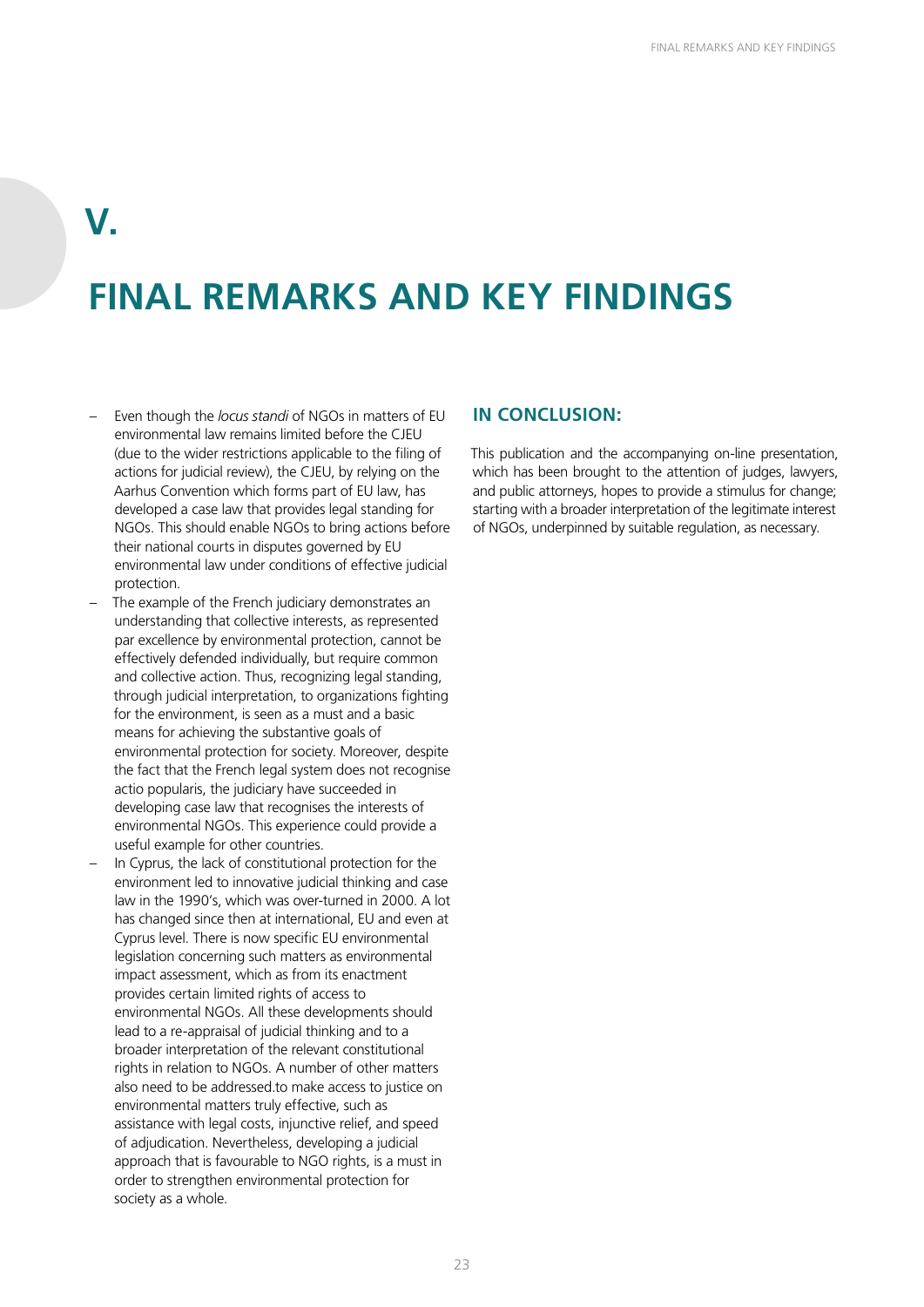# V.

# FINAL REMARKS AND KEY FINDINGS

- Even though the *locus standi* of NGOs in matters of EU environmental law remains limited before the CJEU (due to the wider restrictions applicable to the filing of actions for judicial review), the CJEU, by relying on the Aarhus Convention which forms part of EU law, has developed a case law that provides legal standing for NGOs. This should enable NGOs to bring actions before their national courts in disputes governed by EU environmental law under conditions of effective judicial protection.
- The example of the French judiciary demonstrates an understanding that collective interests, as represented par excellence by environmental protection, cannot be effectively defended individually, but require common and collective action. Thus, recognizing legal standing, through judicial interpretation, to organizations fighting for the environment, is seen as a must and a basic means for achieving the substantive goals of environmental protection for society. Moreover, despite the fact that the French legal system does not recognise actio popularis, the judiciary have succeeded in developing case law that recognises the interests of environmental NGOs. This experience could provide a useful example for other countries.
- In Cyprus, the lack of constitutional protection for the environment led to innovative judicial thinking and case law in the 1990's, which was over-turned in 2000. A lot has changed since then at international, EU and even at Cyprus level. There is now specific EU environmental legislation concerning such matters as environmental impact assessment, which as from its enactment provides certain limited rights of access to environmental NGOs. All these developments should lead to a re-appraisal of judicial thinking and to a broader interpretation of the relevant constitutional rights in relation to NGOs. A number of other matters also need to be addressed.to make access to justice on environmental matters truly effective, such as assistance with legal costs, injunctive relief, and speed of adjudication. Nevertheless, developing a judicial approach that is favourable to NGO rights, is a must in order to strengthen environmental protection for society as a whole.

## IN CONCLUSION:

This publication and the accompanying on-line presentation, which has been brought to the attention of judges, lawyers, and public attorneys, hopes to provide a stimulus for change; starting with a broader interpretation of the legitimate interest of NGOs, underpinned by suitable regulation, as necessary.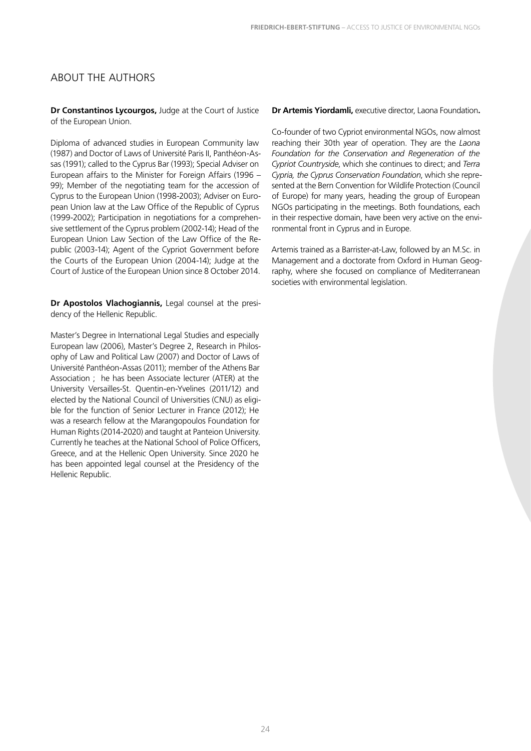## ABOUT THE AUTHORS

**Dr Constantinos Lycourgos,** Judge at the Court of Justice of the European Union.

Diploma of advanced studies in European Community law (1987) and Doctor of Laws of Université Paris II, Panthéon-Assas (1991); called to the Cyprus Bar (1993); Special Adviser on European affairs to the Minister for Foreign Affairs (1996 – 99); Member of the negotiating team for the accession of Cyprus to the European Union (1998-2003); Adviser on European Union law at the Law Office of the Republic of Cyprus (1999-2002); Participation in negotiations for a comprehensive settlement of the Cyprus problem (2002-14); Head of the European Union Law Section of the Law Office of the Republic (2003-14); Agent of the Cypriot Government before the Courts of the European Union (2004-14); Judge at the Court of Justice of the European Union since 8 October 2014.

**Dr Apostolos Vlachogiannis,** Legal counsel at the presidency of the Hellenic Republic.

Master's Degree in International Legal Studies and especially European law (2006), Master's Degree 2, Research in Philosophy of Law and Political Law (2007) and Doctor of Laws of Université Panthéon-Assas (2011); member of the Athens Bar Association ; he has been Associate lecturer (ATER) at the University Versailles-St. Quentin-en-Yvelines (2011/12) and elected by the National Council of Universities (CNU) as eligible for the function of Senior Lecturer in France (2012); He was a research fellow at the Marangopoulos Foundation for Human Rights (2014-2020) and taught at Panteion University. Currently he teaches at the National School of Police Officers, Greece, and at the Hellenic Open University. Since 2020 he has been appointed legal counsel at the Presidency of the Hellenic Republic.

**Dr Artemis Yiordamli,** executive director, Laona Foundation**.**

Co-founder of two Cypriot environmental NGOs, now almost reaching their 30th year of operation. They are the *Laona Foundation for the Conservation and Regeneration of the Cypriot Countryside*, which she continues to direct; and *Terra Cypria, the Cyprus Conservation Foundation*, which she represented at the Bern Convention for Wildlife Protection (Council of Europe) for many years, heading the group of European NGOs participating in the meetings. Both foundations, each in their respective domain, have been very active on the environmental front in Cyprus and in Europe.

Artemis trained as a Barrister-at-Law, followed by an M.Sc. in Management and a doctorate from Oxford in Human Geography, where she focused on compliance of Mediterranean societies with environmental legislation.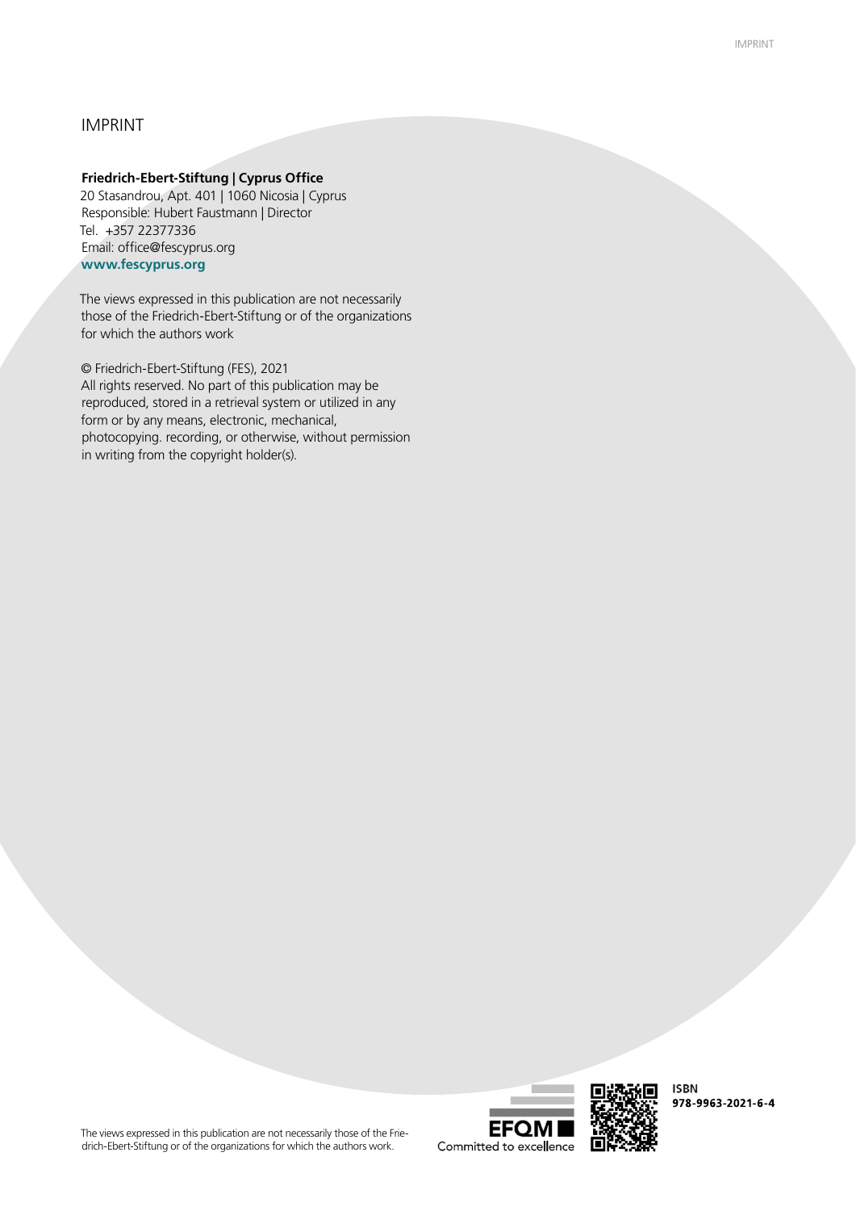# IMPRINT

**Friedrich-Ebert-Stiftung | Cyprus Office**
20 Stasandrou, Apt. 401 | 1060 Nicosia | Cyprus
Responsible: Hubert Faustmann | Director
Tel. +357 22377336
Email: office@fescyprus.org
**www.fescyprus.org**

The views expressed in this publication are not necessarily those of the Friedrich-Ebert-Stiftung or of the organizations for which the authors work

© Friedrich-Ebert-Stiftung (FES), 2021
All rights reserved. No part of this publication may be reproduced, stored in a retrieval system or utilized in any form or by any means, electronic, mechanical, photocopying. recording, or otherwise, without permission in writing from the copyright holder(s).

EFQM
Committed to excellence

**ISBN**
**978-9963-2021-6-4**

The views expressed in this publication are not necessarily those of the Friedrich-Ebert-Stiftung or of the organizations for which the authors work.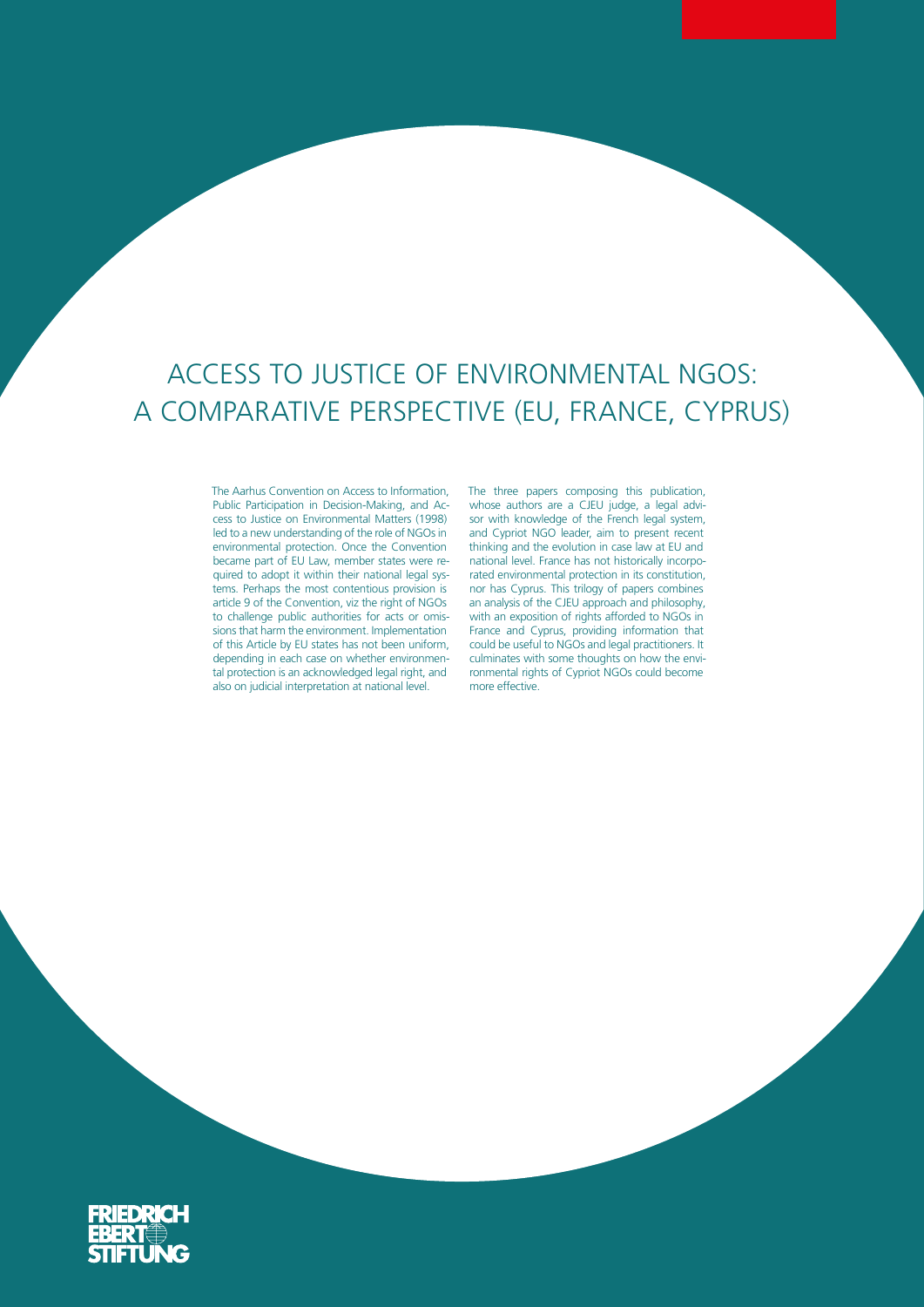# ACCESS TO JUSTICE OF ENVIRONMENTAL NGOS: A COMPARATIVE PERSPECTIVE (EU, FRANCE, CYPRUS)

The Aarhus Convention on Access to Information, Public Participation in Decision-Making, and Access to Justice on Environmental Matters (1998) led to a new understanding of the role of NGOs in environmental protection. Once the Convention became part of EU Law, member states were required to adopt it within their national legal systems. Perhaps the most contentious provision is article 9 of the Convention, viz the right of NGOs to challenge public authorities for acts or omissions that harm the environment. Implementation of this Article by EU states has not been uniform, depending in each case on whether environmental protection is an acknowledged legal right, and also on judicial interpretation at national level.

The three papers composing this publication, whose authors are a CJEU judge, a legal advisor with knowledge of the French legal system, and Cypriot NGO leader, aim to present recent thinking and the evolution in case law at EU and national level. France has not historically incorporated environmental protection in its constitution, nor has Cyprus. This trilogy of papers combines an analysis of the CJEU approach and philosophy, with an exposition of rights afforded to NGOs in France and Cyprus, providing information that could be useful to NGOs and legal practitioners. It culminates with some thoughts on how the environmental rights of Cypriot NGOs could become more effective.

FRIEDRICH EBERT STIFTUNG